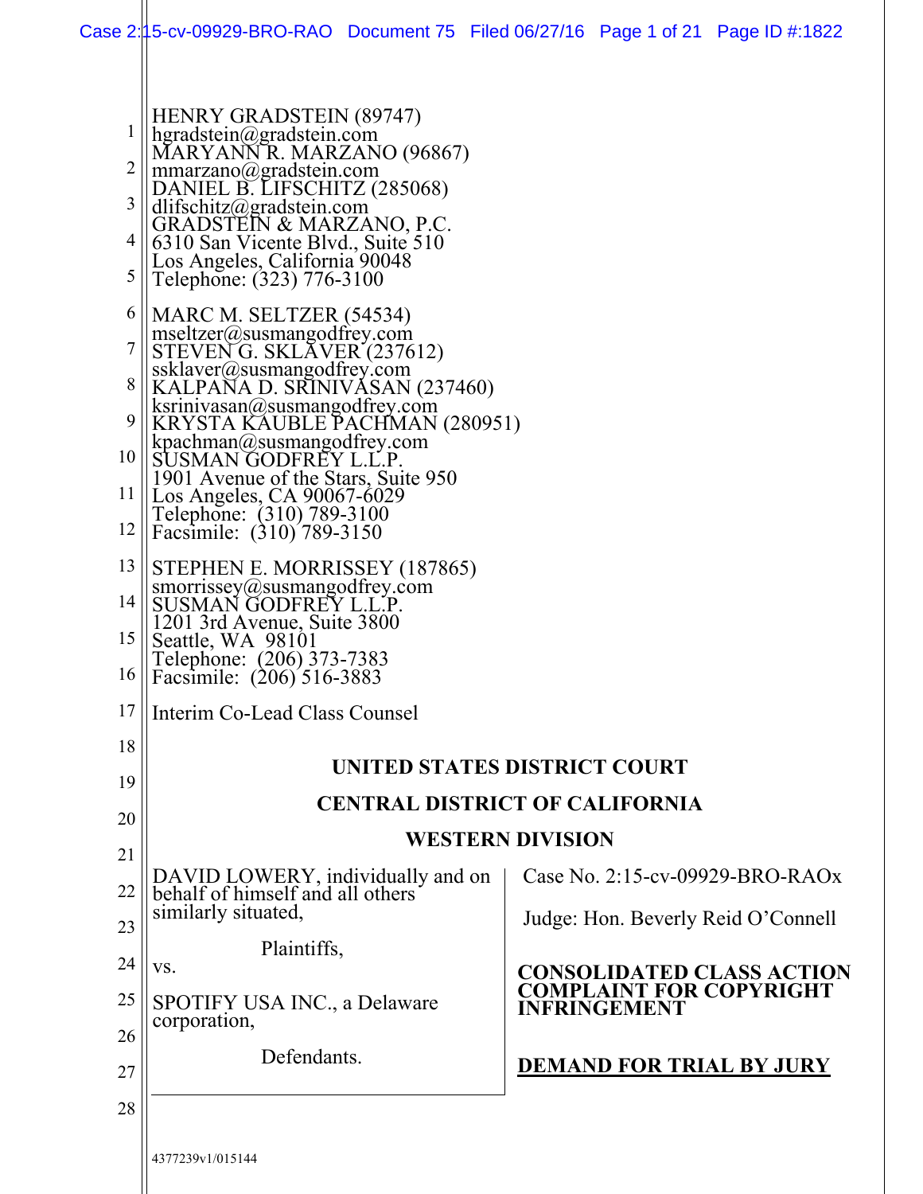HENRY GRADSTEIN (89747)
hgradstein@gradstein.com
MARYANN R. MARZANO (96867)
mmarzano@gradstein.com
DANIEL B. LIFSCHITZ (285068)
dlifschitz@gradstein.com
GRADSTEIN & MARZANO, P.C.
6310 San Vicente Blvd., Suite 510
Los Angeles, California 90048
Telephone: (323) 776-3100

MARC M. SELTZER (54534)
mseltzer@susmangodfrey.com
STEVEN G. SKLAVER (237612)
ssklaver@susmangodfrey.com
KALPANA D. SRINIVASAN (237460)
ksrinivasan@susmangodfrey.com
KRYSTA KAUBLE PACHMAN (280951)
kpachman@susmangodfrey.com
SUSMAN GODFREY L.L.P.
1901 Avenue of the Stars, Suite 950
Los Angeles, CA 90067-6029
Telephone: (310) 789-3100
Facsimile: (310) 789-3150

STEPHEN E. MORRISSEY (187865)
smorrissey@susmangodfrey.com
SUSMAN GODFREY L.L.P.
1201 3rd Avenue, Suite 3800
Seattle, WA 98101
Telephone: (206) 373-7383
Facsimile: (206) 516-3883

Interim Co-Lead Class Counsel

**UNITED STATES DISTRICT COURT**

**CENTRAL DISTRICT OF CALIFORNIA**

**WESTERN DIVISION**

DAVID LOWERY, individually and on behalf of himself and all others similarly situated,

Plaintiffs,

vs.

SPOTIFY USA INC., a Delaware corporation,

Defendants.

Case No. 2:15-cv-09929-BRO-RAOx

Judge: Hon. Beverly Reid O'Connell

**CONSOLIDATED CLASS ACTION COMPLAINT FOR COPYRIGHT INFRINGEMENT**

**DEMAND FOR TRIAL BY JURY**

4377239v1/015144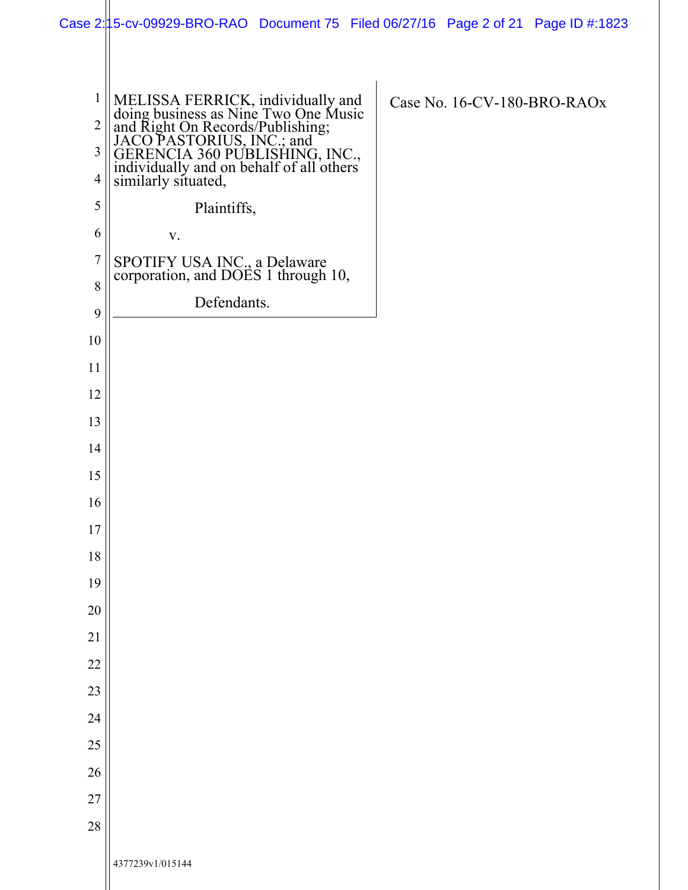MELISSA FERRICK, individually and doing business as Nine Two One Music and Right On Records/Publishing; JACO PASTORIUS, INC.; and GERENCIA 360 PUBLISHING, INC., individually and on behalf of all others similarly situated,

Plaintiffs,

v.

SPOTIFY USA INC., a Delaware corporation, and DOES 1 through 10,

Defendants.

Case No. 16-CV-180-BRO-RAOx

4377239v1/015144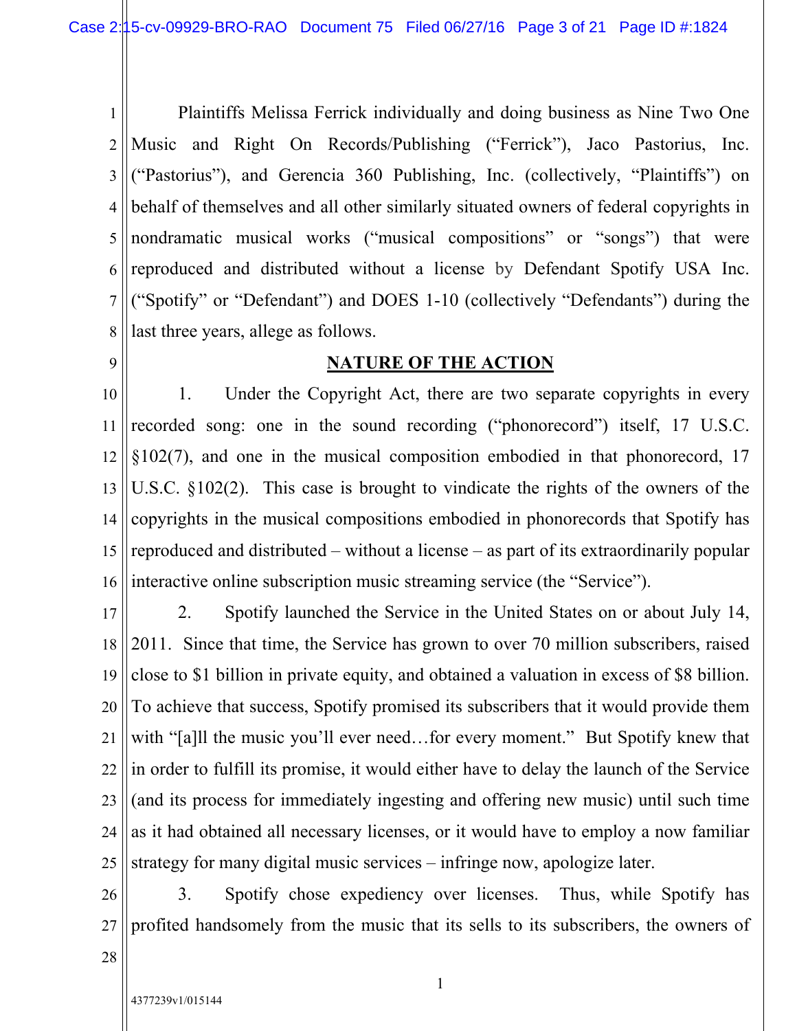Plaintiffs Melissa Ferrick individually and doing business as Nine Two One Music and Right On Records/Publishing ("Ferrick"), Jaco Pastorius, Inc. ("Pastorius"), and Gerencia 360 Publishing, Inc. (collectively, "Plaintiffs") on behalf of themselves and all other similarly situated owners of federal copyrights in nondramatic musical works ("musical compositions" or "songs") that were reproduced and distributed without a license by Defendant Spotify USA Inc. ("Spotify" or "Defendant") and DOES 1-10 (collectively "Defendants") during the last three years, allege as follows.

## NATURE OF THE ACTION

1. Under the Copyright Act, there are two separate copyrights in every recorded song: one in the sound recording ("phonorecord") itself, 17 U.S.C. §102(7), and one in the musical composition embodied in that phonorecord, 17 U.S.C. §102(2). This case is brought to vindicate the rights of the owners of the copyrights in the musical compositions embodied in phonorecords that Spotify has reproduced and distributed – without a license – as part of its extraordinarily popular interactive online subscription music streaming service (the "Service").

2. Spotify launched the Service in the United States on or about July 14, 2011. Since that time, the Service has grown to over 70 million subscribers, raised close to $1 billion in private equity, and obtained a valuation in excess of $8 billion. To achieve that success, Spotify promised its subscribers that it would provide them with "[a]ll the music you'll ever need…for every moment." But Spotify knew that in order to fulfill its promise, it would either have to delay the launch of the Service (and its process for immediately ingesting and offering new music) until such time as it had obtained all necessary licenses, or it would have to employ a now familiar strategy for many digital music services – infringe now, apologize later.

3. Spotify chose expediency over licenses. Thus, while Spotify has profited handsomely from the music that its sells to its subscribers, the owners of

4377239v1/015144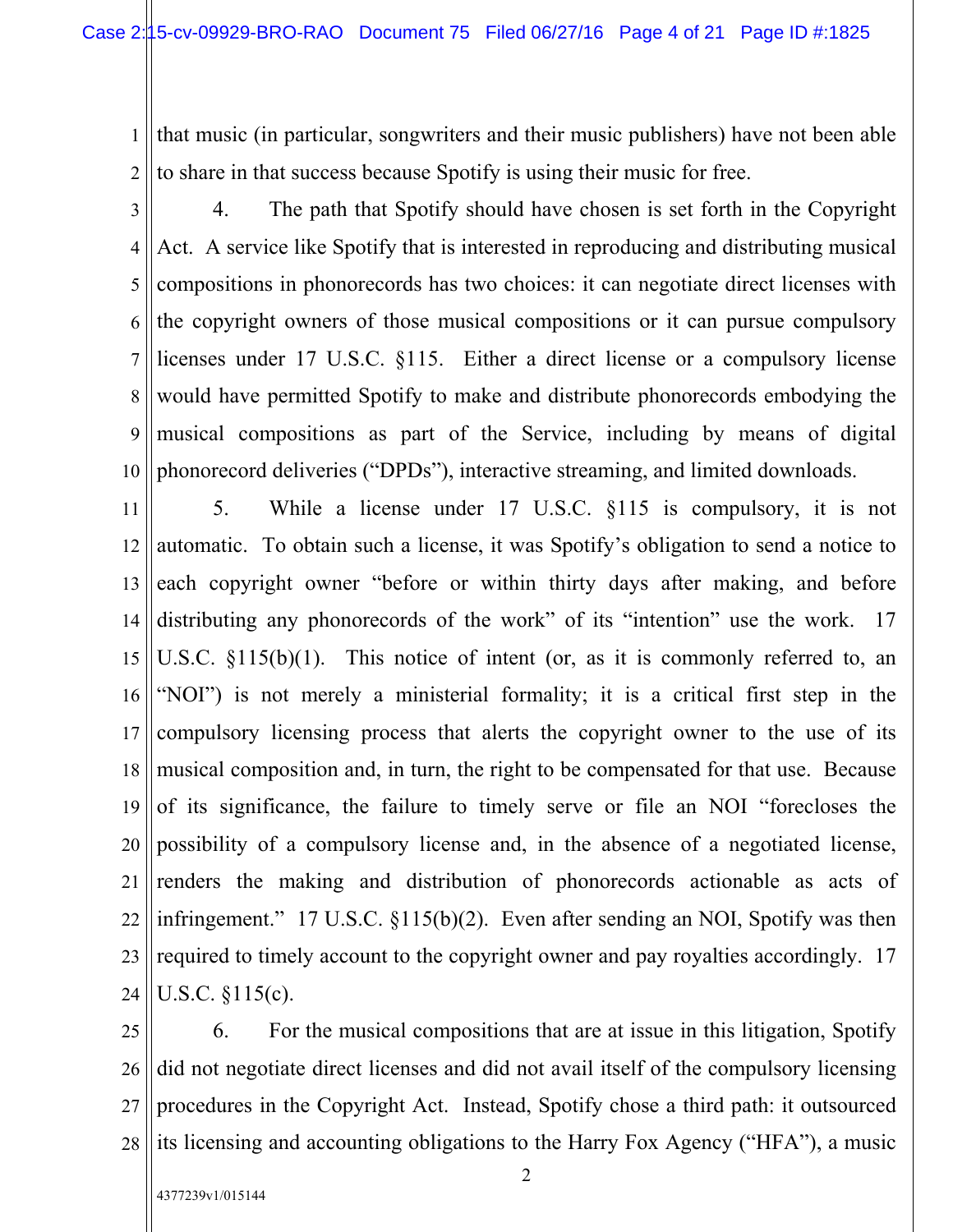that music (in particular, songwriters and their music publishers) have not been able to share in that success because Spotify is using their music for free.

4. The path that Spotify should have chosen is set forth in the Copyright Act. A service like Spotify that is interested in reproducing and distributing musical compositions in phonorecords has two choices: it can negotiate direct licenses with the copyright owners of those musical compositions or it can pursue compulsory licenses under 17 U.S.C. §115. Either a direct license or a compulsory license would have permitted Spotify to make and distribute phonorecords embodying the musical compositions as part of the Service, including by means of digital phonorecord deliveries ("DPDs"), interactive streaming, and limited downloads.

5. While a license under 17 U.S.C. §115 is compulsory, it is not automatic. To obtain such a license, it was Spotify's obligation to send a notice to each copyright owner "before or within thirty days after making, and before distributing any phonorecords of the work" of its "intention" use the work. 17 U.S.C. §115(b)(1). This notice of intent (or, as it is commonly referred to, an "NOI") is not merely a ministerial formality; it is a critical first step in the compulsory licensing process that alerts the copyright owner to the use of its musical composition and, in turn, the right to be compensated for that use. Because of its significance, the failure to timely serve or file an NOI "forecloses the possibility of a compulsory license and, in the absence of a negotiated license, renders the making and distribution of phonorecords actionable as acts of infringement." 17 U.S.C. §115(b)(2). Even after sending an NOI, Spotify was then required to timely account to the copyright owner and pay royalties accordingly. 17 U.S.C. §115(c).

6. For the musical compositions that are at issue in this litigation, Spotify did not negotiate direct licenses and did not avail itself of the compulsory licensing procedures in the Copyright Act. Instead, Spotify chose a third path: it outsourced its licensing and accounting obligations to the Harry Fox Agency ("HFA"), a music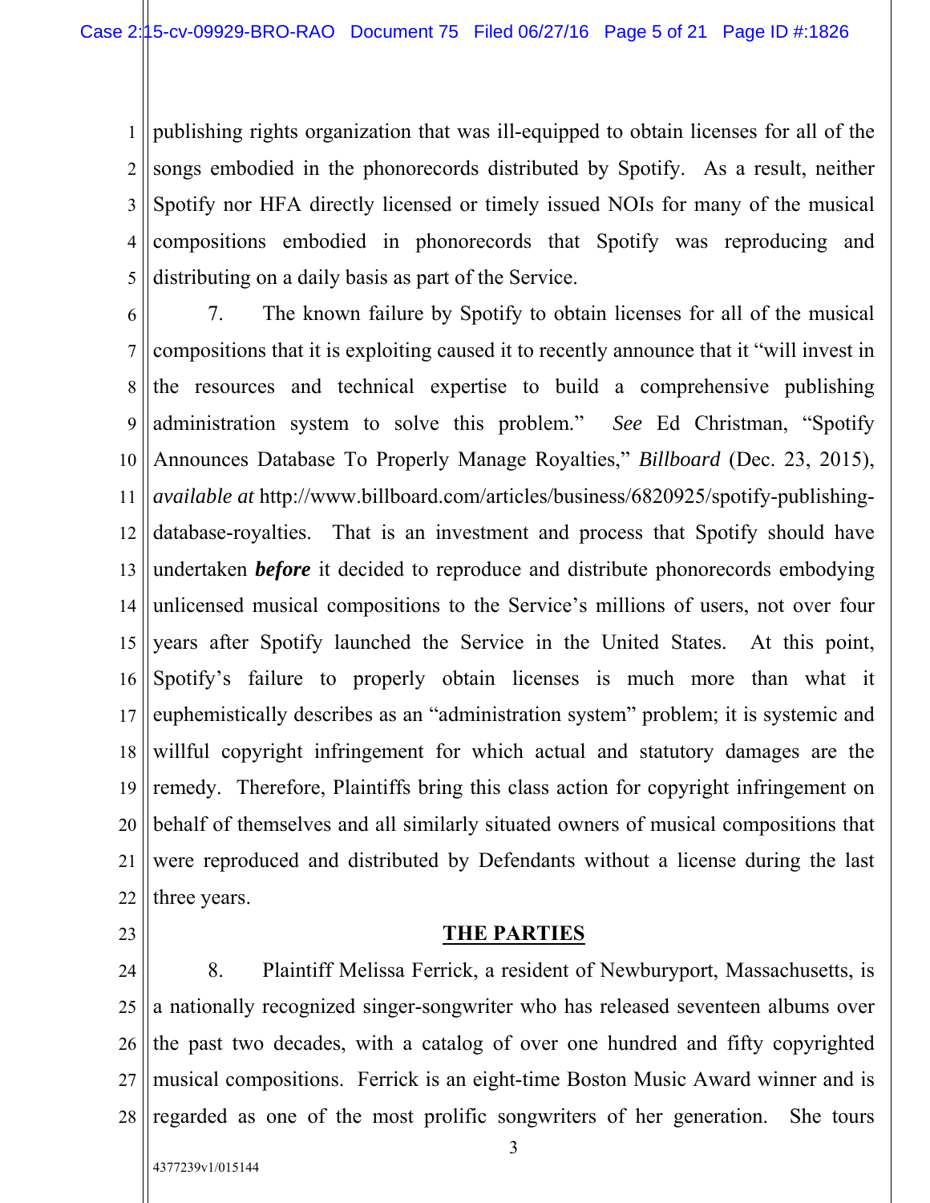publishing rights organization that was ill-equipped to obtain licenses for all of the songs embodied in the phonorecords distributed by Spotify. As a result, neither Spotify nor HFA directly licensed or timely issued NOIs for many of the musical compositions embodied in phonorecords that Spotify was reproducing and distributing on a daily basis as part of the Service.

7. The known failure by Spotify to obtain licenses for all of the musical compositions that it is exploiting caused it to recently announce that it "will invest in the resources and technical expertise to build a comprehensive publishing administration system to solve this problem." *See* Ed Christman, "Spotify Announces Database To Properly Manage Royalties," *Billboard* (Dec. 23, 2015), *available at* http://www.billboard.com/articles/business/6820925/spotify-publishing-database-royalties. That is an investment and process that Spotify should have undertaken ***before*** it decided to reproduce and distribute phonorecords embodying unlicensed musical compositions to the Service's millions of users, not over four years after Spotify launched the Service in the United States. At this point, Spotify's failure to properly obtain licenses is much more than what it euphemistically describes as an "administration system" problem; it is systemic and willful copyright infringement for which actual and statutory damages are the remedy. Therefore, Plaintiffs bring this class action for copyright infringement on behalf of themselves and all similarly situated owners of musical compositions that were reproduced and distributed by Defendants without a license during the last three years.

## THE PARTIES

8. Plaintiff Melissa Ferrick, a resident of Newburyport, Massachusetts, is a nationally recognized singer-songwriter who has released seventeen albums over the past two decades, with a catalog of over one hundred and fifty copyrighted musical compositions. Ferrick is an eight-time Boston Music Award winner and is regarded as one of the most prolific songwriters of her generation. She tours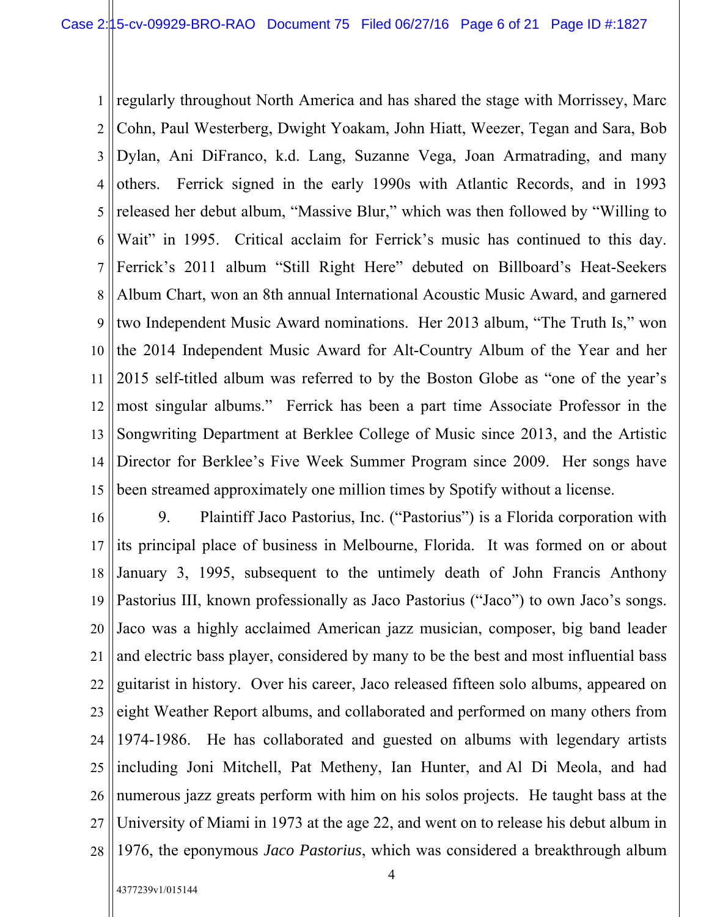regularly throughout North America and has shared the stage with Morrissey, Marc Cohn, Paul Westerberg, Dwight Yoakam, John Hiatt, Weezer, Tegan and Sara, Bob Dylan, Ani DiFranco, k.d. Lang, Suzanne Vega, Joan Armatrading, and many others. Ferrick signed in the early 1990s with Atlantic Records, and in 1993 released her debut album, "Massive Blur," which was then followed by "Willing to Wait" in 1995. Critical acclaim for Ferrick's music has continued to this day. Ferrick's 2011 album "Still Right Here" debuted on Billboard's Heat-Seekers Album Chart, won an 8th annual International Acoustic Music Award, and garnered two Independent Music Award nominations. Her 2013 album, "The Truth Is," won the 2014 Independent Music Award for Alt-Country Album of the Year and her 2015 self-titled album was referred to by the Boston Globe as "one of the year's most singular albums." Ferrick has been a part time Associate Professor in the Songwriting Department at Berklee College of Music since 2013, and the Artistic Director for Berklee's Five Week Summer Program since 2009. Her songs have been streamed approximately one million times by Spotify without a license.

9. Plaintiff Jaco Pastorius, Inc. ("Pastorius") is a Florida corporation with its principal place of business in Melbourne, Florida. It was formed on or about January 3, 1995, subsequent to the untimely death of John Francis Anthony Pastorius III, known professionally as Jaco Pastorius ("Jaco") to own Jaco's songs. Jaco was a highly acclaimed American jazz musician, composer, big band leader and electric bass player, considered by many to be the best and most influential bass guitarist in history. Over his career, Jaco released fifteen solo albums, appeared on eight Weather Report albums, and collaborated and performed on many others from 1974-1986. He has collaborated and guested on albums with legendary artists including Joni Mitchell, Pat Metheny, Ian Hunter, and Al Di Meola, and had numerous jazz greats perform with him on his solos projects. He taught bass at the University of Miami in 1973 at the age 22, and went on to release his debut album in 1976, the eponymous *Jaco Pastorius*, which was considered a breakthrough album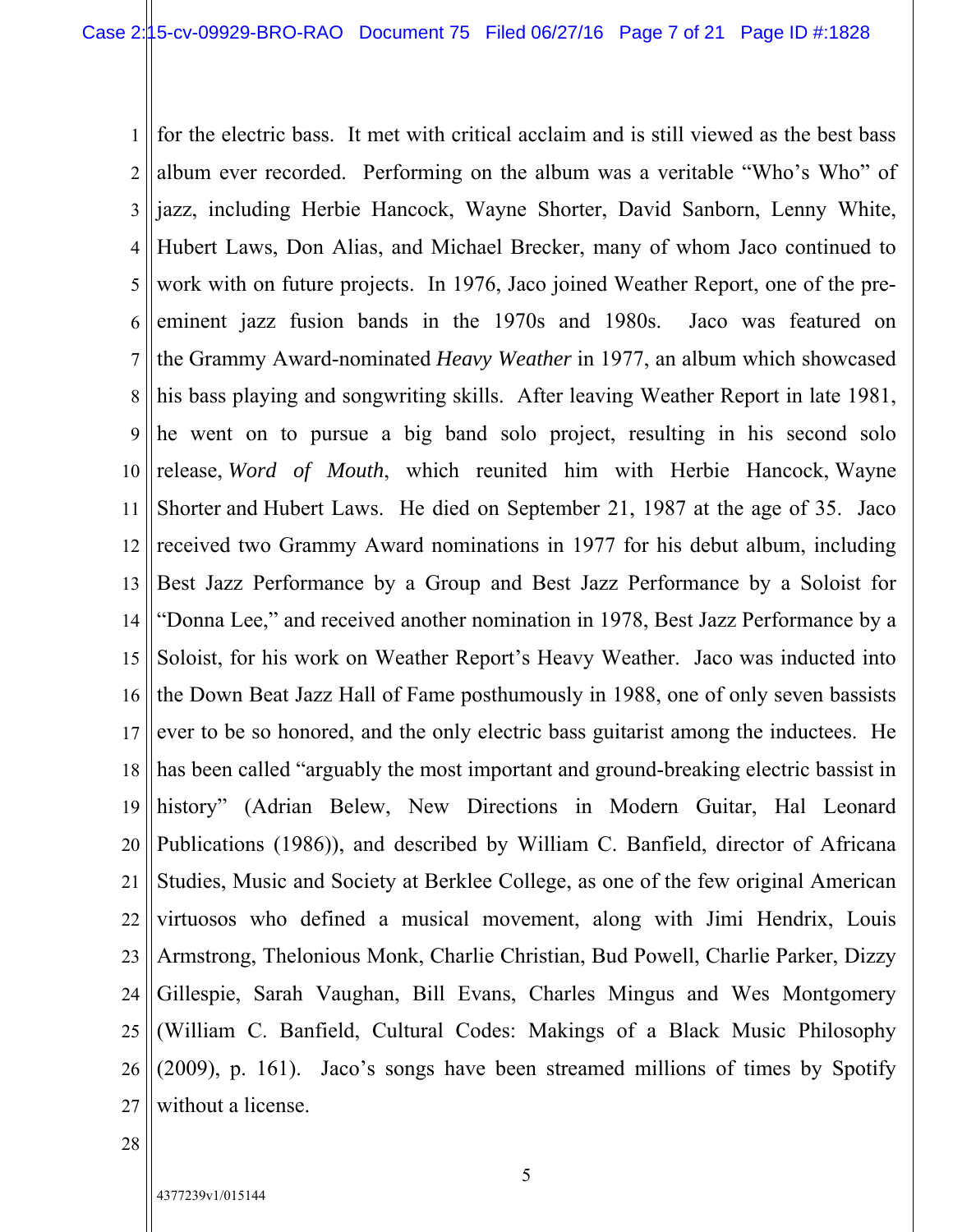for the electric bass. It met with critical acclaim and is still viewed as the best bass album ever recorded. Performing on the album was a veritable "Who's Who" of jazz, including Herbie Hancock, Wayne Shorter, David Sanborn, Lenny White, Hubert Laws, Don Alias, and Michael Brecker, many of whom Jaco continued to work with on future projects. In 1976, Jaco joined Weather Report, one of the pre-eminent jazz fusion bands in the 1970s and 1980s. Jaco was featured on the Grammy Award-nominated *Heavy Weather* in 1977, an album which showcased his bass playing and songwriting skills. After leaving Weather Report in late 1981, he went on to pursue a big band solo project, resulting in his second solo release, *Word of Mouth*, which reunited him with Herbie Hancock, Wayne Shorter and Hubert Laws. He died on September 21, 1987 at the age of 35. Jaco received two Grammy Award nominations in 1977 for his debut album, including Best Jazz Performance by a Group and Best Jazz Performance by a Soloist for "Donna Lee," and received another nomination in 1978, Best Jazz Performance by a Soloist, for his work on Weather Report's Heavy Weather. Jaco was inducted into the Down Beat Jazz Hall of Fame posthumously in 1988, one of only seven bassists ever to be so honored, and the only electric bass guitarist among the inductees. He has been called "arguably the most important and ground-breaking electric bassist in history" (Adrian Belew, New Directions in Modern Guitar, Hal Leonard Publications (1986)), and described by William C. Banfield, director of Africana Studies, Music and Society at Berklee College, as one of the few original American virtuosos who defined a musical movement, along with Jimi Hendrix, Louis Armstrong, Thelonious Monk, Charlie Christian, Bud Powell, Charlie Parker, Dizzy Gillespie, Sarah Vaughan, Bill Evans, Charles Mingus and Wes Montgomery (William C. Banfield, Cultural Codes: Makings of a Black Music Philosophy (2009), p. 161). Jaco's songs have been streamed millions of times by Spotify without a license.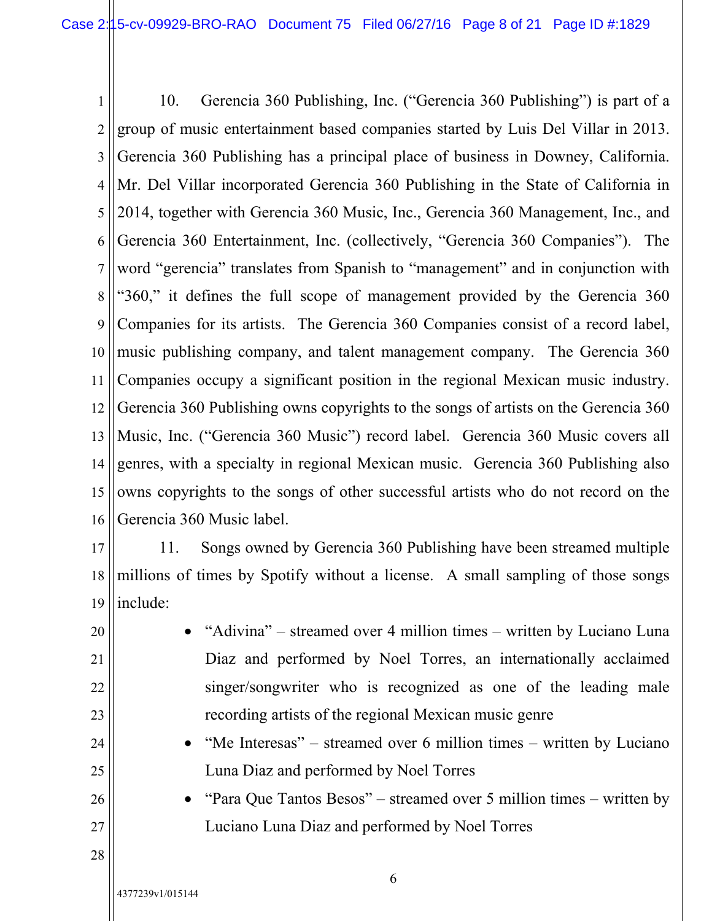10. Gerencia 360 Publishing, Inc. ("Gerencia 360 Publishing") is part of a group of music entertainment based companies started by Luis Del Villar in 2013. Gerencia 360 Publishing has a principal place of business in Downey, California. Mr. Del Villar incorporated Gerencia 360 Publishing in the State of California in 2014, together with Gerencia 360 Music, Inc., Gerencia 360 Management, Inc., and Gerencia 360 Entertainment, Inc. (collectively, "Gerencia 360 Companies"). The word "gerencia" translates from Spanish to "management" and in conjunction with "360," it defines the full scope of management provided by the Gerencia 360 Companies for its artists. The Gerencia 360 Companies consist of a record label, music publishing company, and talent management company. The Gerencia 360 Companies occupy a significant position in the regional Mexican music industry. Gerencia 360 Publishing owns copyrights to the songs of artists on the Gerencia 360 Music, Inc. ("Gerencia 360 Music") record label. Gerencia 360 Music covers all genres, with a specialty in regional Mexican music. Gerencia 360 Publishing also owns copyrights to the songs of other successful artists who do not record on the Gerencia 360 Music label.

11. Songs owned by Gerencia 360 Publishing have been streamed multiple millions of times by Spotify without a license. A small sampling of those songs include:

- "Adivina" – streamed over 4 million times – written by Luciano Luna Diaz and performed by Noel Torres, an internationally acclaimed singer/songwriter who is recognized as one of the leading male recording artists of the regional Mexican music genre
- "Me Interesas" – streamed over 6 million times – written by Luciano Luna Diaz and performed by Noel Torres
- "Para Que Tantos Besos" – streamed over 5 million times – written by Luciano Luna Diaz and performed by Noel Torres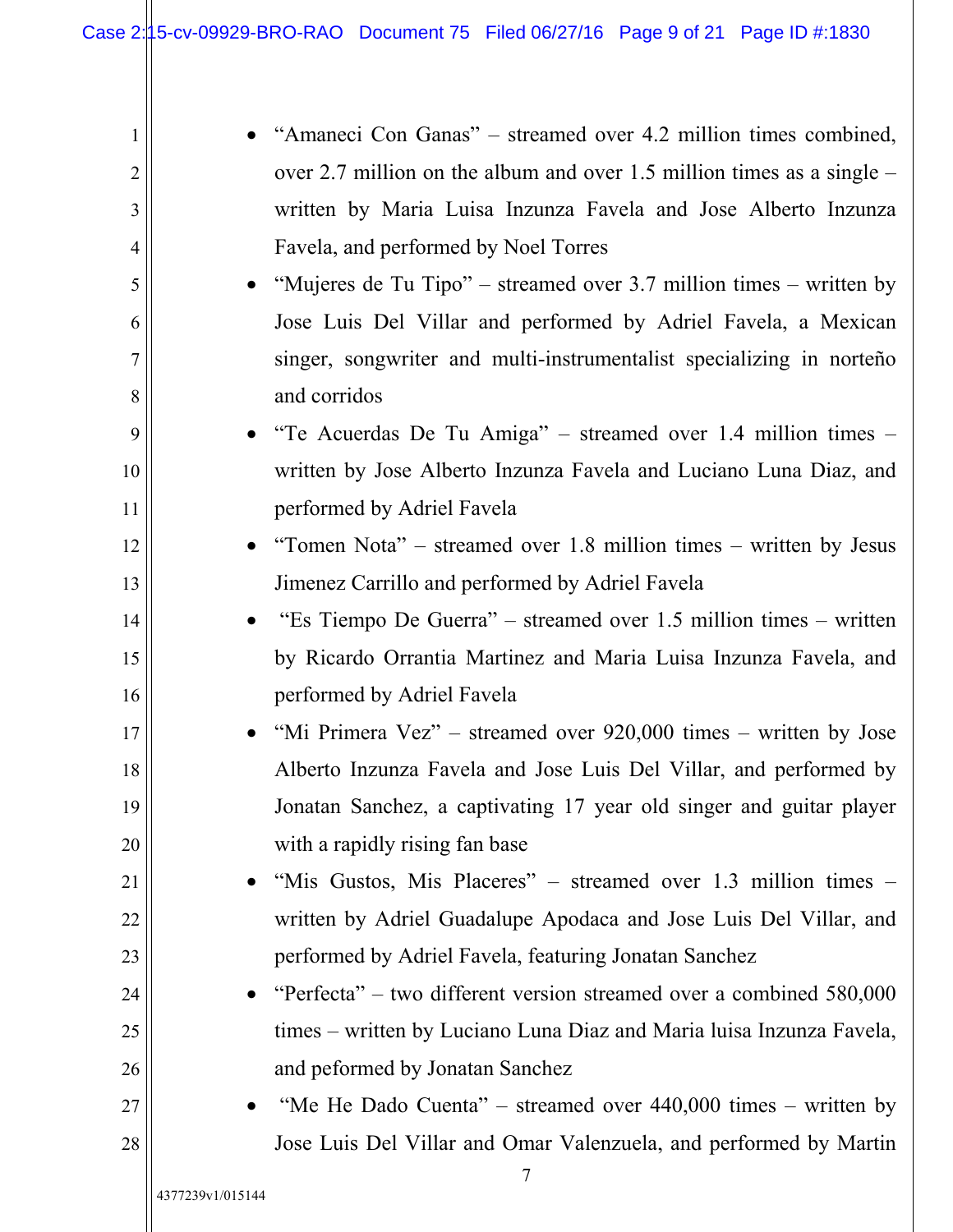- "Amaneci Con Ganas" – streamed over 4.2 million times combined, over 2.7 million on the album and over 1.5 million times as a single – written by Maria Luisa Inzunza Favela and Jose Alberto Inzunza Favela, and performed by Noel Torres
- "Mujeres de Tu Tipo" – streamed over 3.7 million times – written by Jose Luis Del Villar and performed by Adriel Favela, a Mexican singer, songwriter and multi-instrumentalist specializing in norteño and corridos
- "Te Acuerdas De Tu Amiga" – streamed over 1.4 million times – written by Jose Alberto Inzunza Favela and Luciano Luna Diaz, and performed by Adriel Favela
- "Tomen Nota" – streamed over 1.8 million times – written by Jesus Jimenez Carrillo and performed by Adriel Favela
- "Es Tiempo De Guerra" – streamed over 1.5 million times – written by Ricardo Orrantia Martinez and Maria Luisa Inzunza Favela, and performed by Adriel Favela
- "Mi Primera Vez" – streamed over 920,000 times – written by Jose Alberto Inzunza Favela and Jose Luis Del Villar, and performed by Jonatan Sanchez, a captivating 17 year old singer and guitar player with a rapidly rising fan base
- "Mis Gustos, Mis Placeres" – streamed over 1.3 million times – written by Adriel Guadalupe Apodaca and Jose Luis Del Villar, and performed by Adriel Favela, featuring Jonatan Sanchez
- "Perfecta" – two different version streamed over a combined 580,000 times – written by Luciano Luna Diaz and Maria luisa Inzunza Favela, and peformed by Jonatan Sanchez
- "Me He Dado Cuenta" – streamed over 440,000 times – written by Jose Luis Del Villar and Omar Valenzuela, and performed by Martin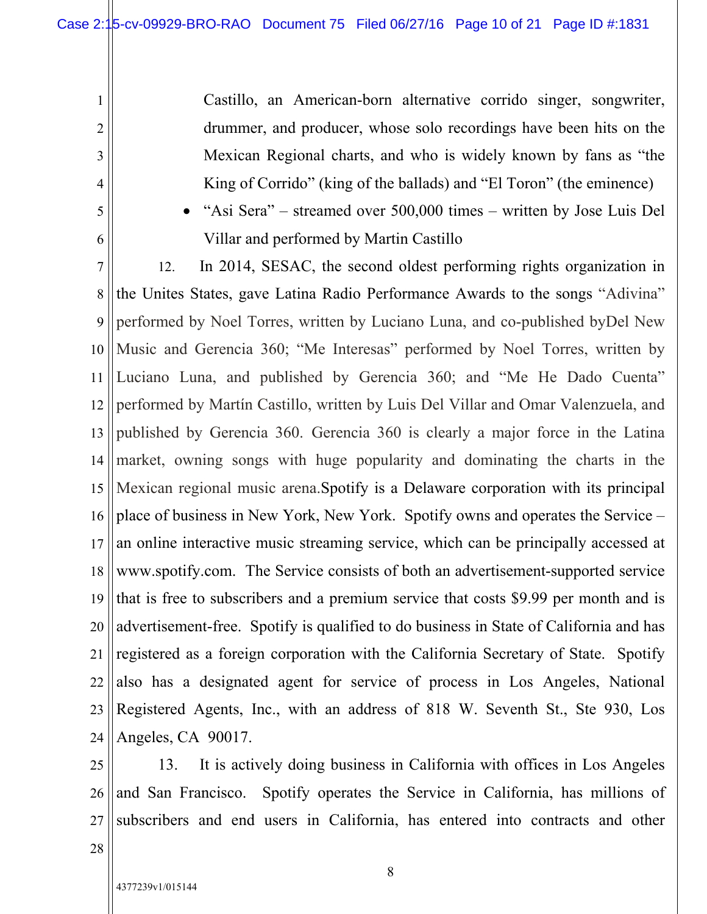Castillo, an American-born alternative corrido singer, songwriter, drummer, and producer, whose solo recordings have been hits on the Mexican Regional charts, and who is widely known by fans as "the King of Corrido" (king of the ballads) and "El Toron" (the eminence)

- "Asi Sera" – streamed over 500,000 times – written by Jose Luis Del Villar and performed by Martin Castillo

12. In 2014, SESAC, the second oldest performing rights organization in the Unites States, gave Latina Radio Performance Awards to the songs "Adivina" performed by Noel Torres, written by Luciano Luna, and co-published byDel New Music and Gerencia 360; "Me Interesas" performed by Noel Torres, written by Luciano Luna, and published by Gerencia 360; and "Me He Dado Cuenta" performed by Martín Castillo, written by Luis Del Villar and Omar Valenzuela, and published by Gerencia 360. Gerencia 360 is clearly a major force in the Latina market, owning songs with huge popularity and dominating the charts in the Mexican regional music arena.Spotify is a Delaware corporation with its principal place of business in New York, New York. Spotify owns and operates the Service – an online interactive music streaming service, which can be principally accessed at www.spotify.com. The Service consists of both an advertisement-supported service that is free to subscribers and a premium service that costs $9.99 per month and is advertisement-free. Spotify is qualified to do business in State of California and has registered as a foreign corporation with the California Secretary of State. Spotify also has a designated agent for service of process in Los Angeles, National Registered Agents, Inc., with an address of 818 W. Seventh St., Ste 930, Los Angeles, CA 90017.

13. It is actively doing business in California with offices in Los Angeles and San Francisco. Spotify operates the Service in California, has millions of subscribers and end users in California, has entered into contracts and other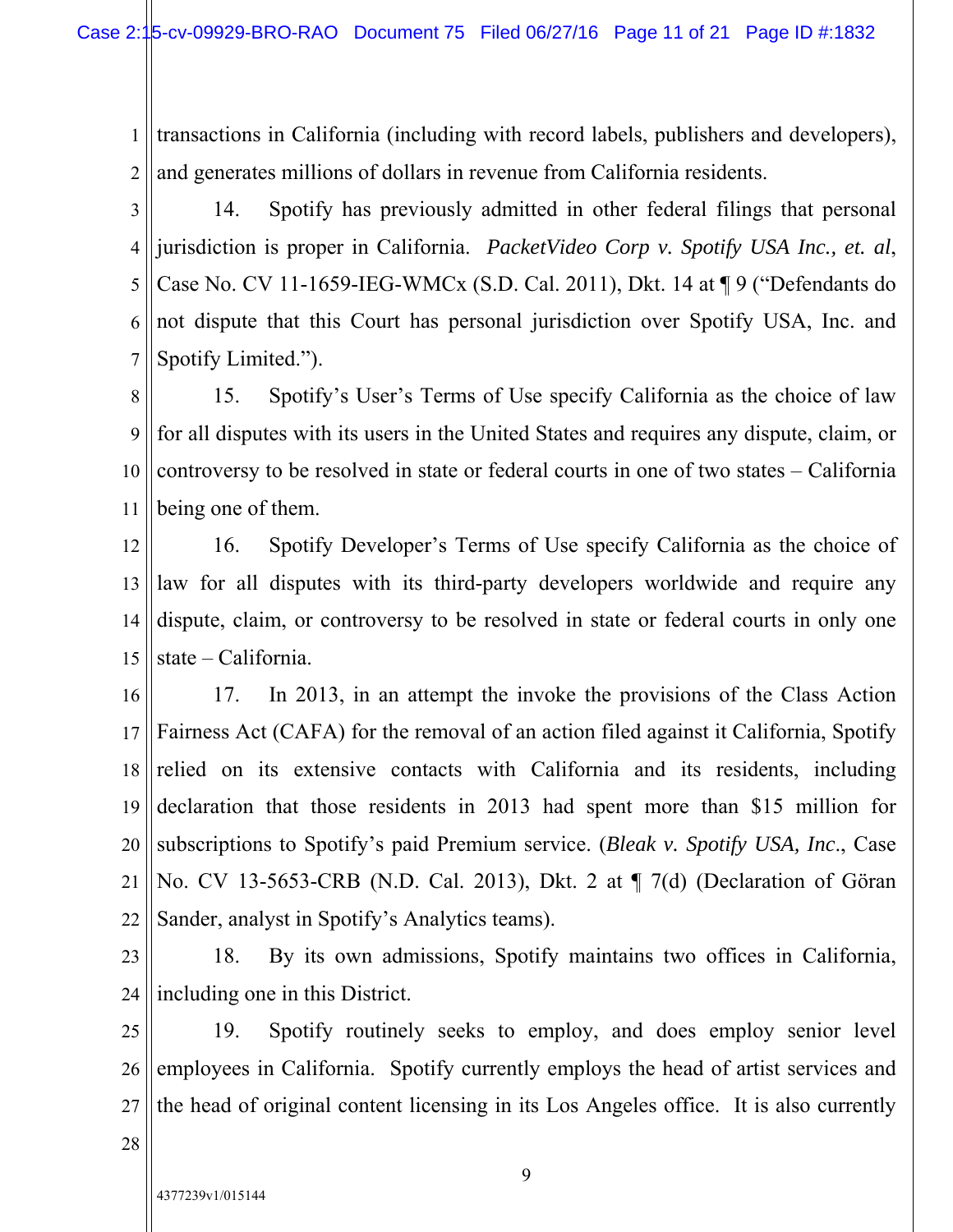transactions in California (including with record labels, publishers and developers), and generates millions of dollars in revenue from California residents.

14. Spotify has previously admitted in other federal filings that personal jurisdiction is proper in California. *PacketVideo Corp v. Spotify USA Inc., et. al*, Case No. CV 11-1659-IEG-WMCx (S.D. Cal. 2011), Dkt. 14 at ¶ 9 ("Defendants do not dispute that this Court has personal jurisdiction over Spotify USA, Inc. and Spotify Limited.").

15. Spotify's User's Terms of Use specify California as the choice of law for all disputes with its users in the United States and requires any dispute, claim, or controversy to be resolved in state or federal courts in one of two states – California being one of them.

16. Spotify Developer's Terms of Use specify California as the choice of law for all disputes with its third-party developers worldwide and require any dispute, claim, or controversy to be resolved in state or federal courts in only one state – California.

17. In 2013, in an attempt the invoke the provisions of the Class Action Fairness Act (CAFA) for the removal of an action filed against it California, Spotify relied on its extensive contacts with California and its residents, including declaration that those residents in 2013 had spent more than $15 million for subscriptions to Spotify's paid Premium service. (*Bleak v. Spotify USA, Inc*., Case No. CV 13-5653-CRB (N.D. Cal. 2013), Dkt. 2 at ¶ 7(d) (Declaration of Göran Sander, analyst in Spotify's Analytics teams).

18. By its own admissions, Spotify maintains two offices in California, including one in this District.

19. Spotify routinely seeks to employ, and does employ senior level employees in California. Spotify currently employs the head of artist services and the head of original content licensing in its Los Angeles office. It is also currently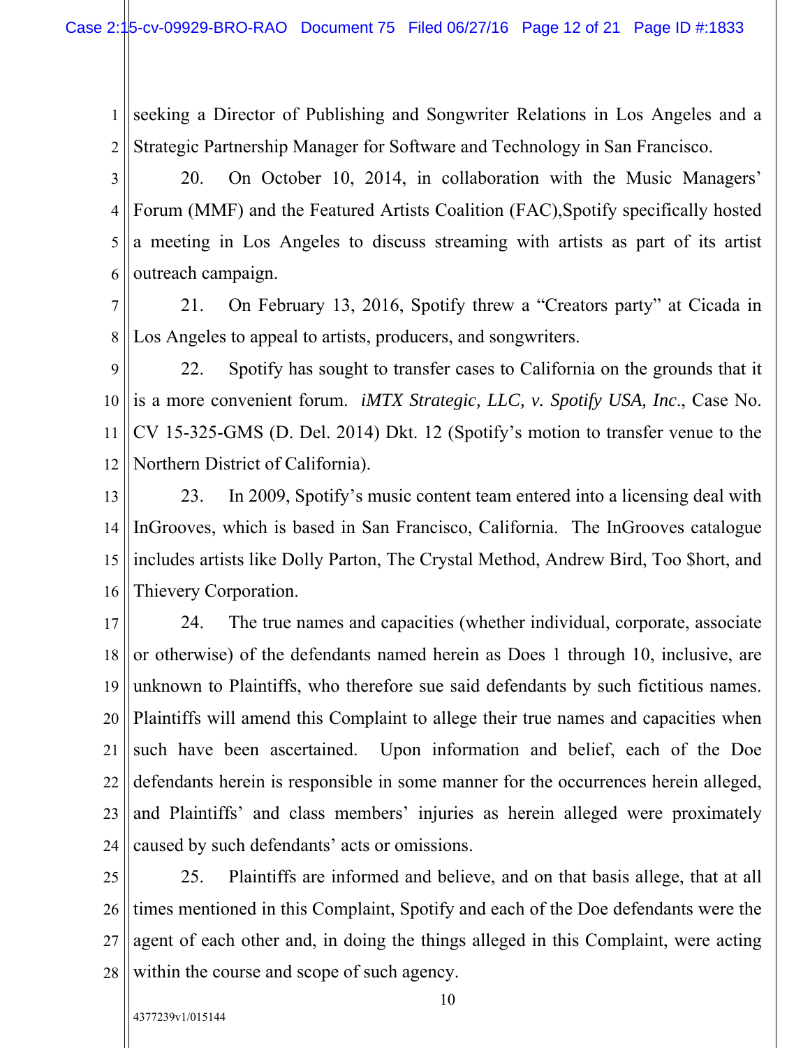seeking a Director of Publishing and Songwriter Relations in Los Angeles and a Strategic Partnership Manager for Software and Technology in San Francisco.

20. On October 10, 2014, in collaboration with the Music Managers' Forum (MMF) and the Featured Artists Coalition (FAC),Spotify specifically hosted a meeting in Los Angeles to discuss streaming with artists as part of its artist outreach campaign.

21. On February 13, 2016, Spotify threw a "Creators party" at Cicada in Los Angeles to appeal to artists, producers, and songwriters.

22. Spotify has sought to transfer cases to California on the grounds that it is a more convenient forum. *iMTX Strategic, LLC, v. Spotify USA, Inc*., Case No. CV 15-325-GMS (D. Del. 2014) Dkt. 12 (Spotify's motion to transfer venue to the Northern District of California).

23. In 2009, Spotify's music content team entered into a licensing deal with InGrooves, which is based in San Francisco, California. The InGrooves catalogue includes artists like Dolly Parton, The Crystal Method, Andrew Bird, Too $hort, and Thievery Corporation.

24. The true names and capacities (whether individual, corporate, associate or otherwise) of the defendants named herein as Does 1 through 10, inclusive, are unknown to Plaintiffs, who therefore sue said defendants by such fictitious names. Plaintiffs will amend this Complaint to allege their true names and capacities when such have been ascertained. Upon information and belief, each of the Doe defendants herein is responsible in some manner for the occurrences herein alleged, and Plaintiffs' and class members' injuries as herein alleged were proximately caused by such defendants' acts or omissions.

25. Plaintiffs are informed and believe, and on that basis allege, that at all times mentioned in this Complaint, Spotify and each of the Doe defendants were the agent of each other and, in doing the things alleged in this Complaint, were acting within the course and scope of such agency.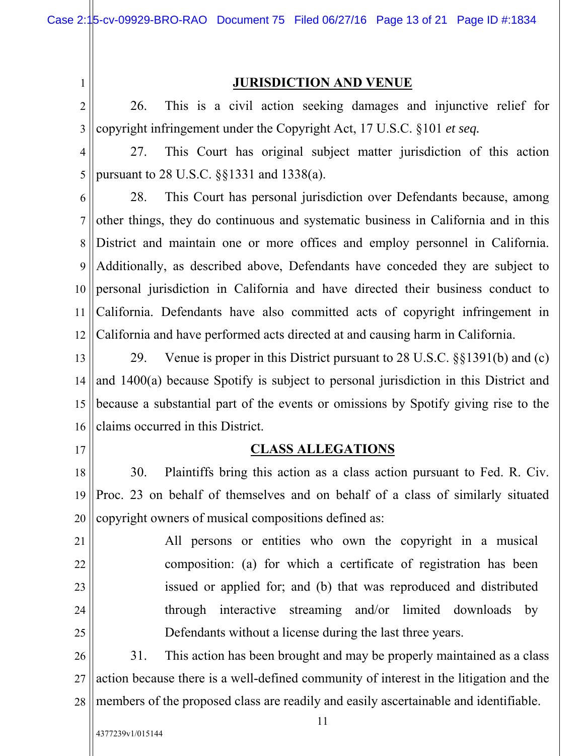## JURISDICTION AND VENUE

26. This is a civil action seeking damages and injunctive relief for copyright infringement under the Copyright Act, 17 U.S.C. §101 *et seq.*

27. This Court has original subject matter jurisdiction of this action pursuant to 28 U.S.C. §§1331 and 1338(a).

28. This Court has personal jurisdiction over Defendants because, among other things, they do continuous and systematic business in California and in this District and maintain one or more offices and employ personnel in California. Additionally, as described above, Defendants have conceded they are subject to personal jurisdiction in California and have directed their business conduct to California. Defendants have also committed acts of copyright infringement in California and have performed acts directed at and causing harm in California.

29. Venue is proper in this District pursuant to 28 U.S.C. §§1391(b) and (c) and 1400(a) because Spotify is subject to personal jurisdiction in this District and because a substantial part of the events or omissions by Spotify giving rise to the claims occurred in this District.

## CLASS ALLEGATIONS

30. Plaintiffs bring this action as a class action pursuant to Fed. R. Civ. Proc. 23 on behalf of themselves and on behalf of a class of similarly situated copyright owners of musical compositions defined as:

> All persons or entities who own the copyright in a musical composition: (a) for which a certificate of registration has been issued or applied for; and (b) that was reproduced and distributed through interactive streaming and/or limited downloads by Defendants without a license during the last three years.

31. This action has been brought and may be properly maintained as a class action because there is a well-defined community of interest in the litigation and the members of the proposed class are readily and easily ascertainable and identifiable.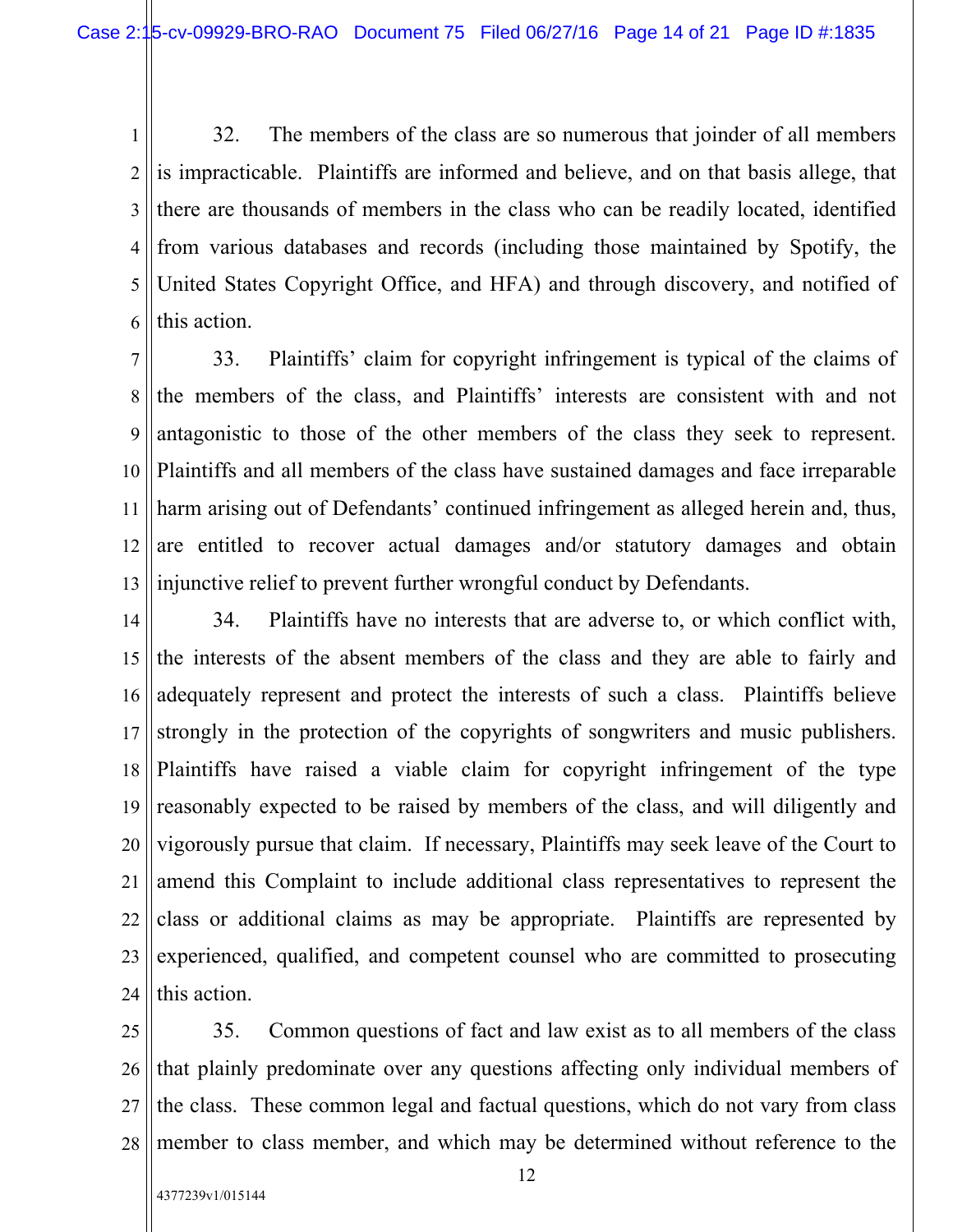32. The members of the class are so numerous that joinder of all members is impracticable. Plaintiffs are informed and believe, and on that basis allege, that there are thousands of members in the class who can be readily located, identified from various databases and records (including those maintained by Spotify, the United States Copyright Office, and HFA) and through discovery, and notified of this action.

33. Plaintiffs' claim for copyright infringement is typical of the claims of the members of the class, and Plaintiffs' interests are consistent with and not antagonistic to those of the other members of the class they seek to represent. Plaintiffs and all members of the class have sustained damages and face irreparable harm arising out of Defendants' continued infringement as alleged herein and, thus, are entitled to recover actual damages and/or statutory damages and obtain injunctive relief to prevent further wrongful conduct by Defendants.

34. Plaintiffs have no interests that are adverse to, or which conflict with, the interests of the absent members of the class and they are able to fairly and adequately represent and protect the interests of such a class. Plaintiffs believe strongly in the protection of the copyrights of songwriters and music publishers. Plaintiffs have raised a viable claim for copyright infringement of the type reasonably expected to be raised by members of the class, and will diligently and vigorously pursue that claim. If necessary, Plaintiffs may seek leave of the Court to amend this Complaint to include additional class representatives to represent the class or additional claims as may be appropriate. Plaintiffs are represented by experienced, qualified, and competent counsel who are committed to prosecuting this action.

35. Common questions of fact and law exist as to all members of the class that plainly predominate over any questions affecting only individual members of the class. These common legal and factual questions, which do not vary from class member to class member, and which may be determined without reference to the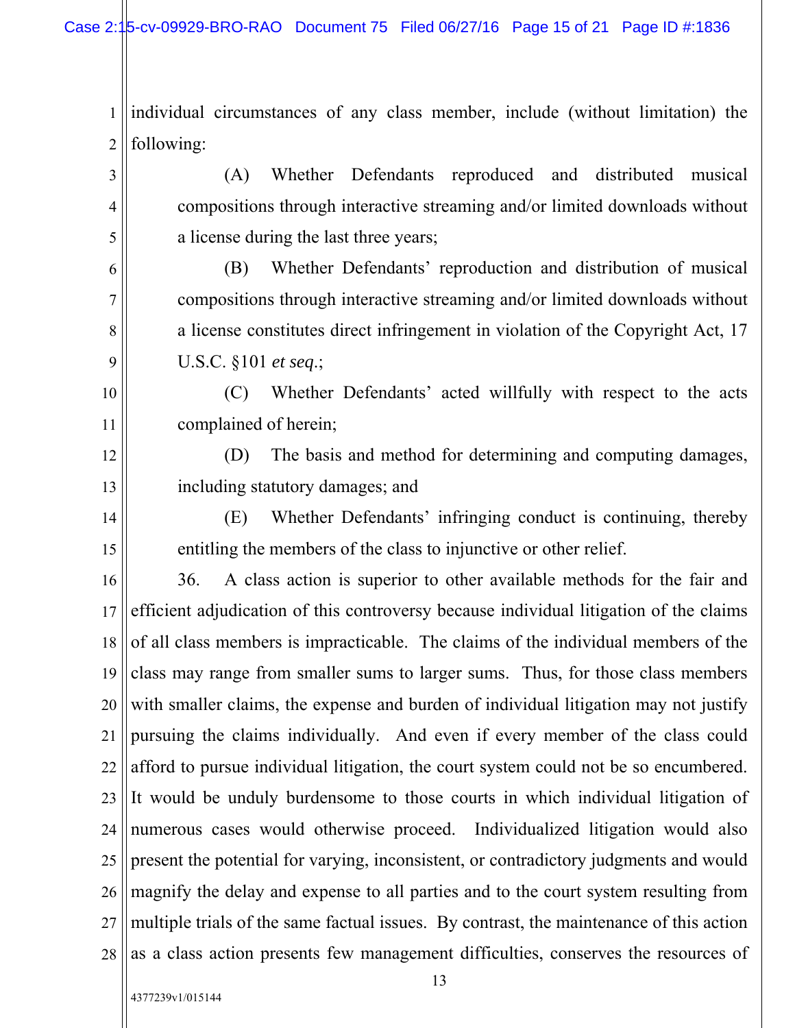individual circumstances of any class member, include (without limitation) the following:

(A) Whether Defendants reproduced and distributed musical compositions through interactive streaming and/or limited downloads without a license during the last three years;

(B) Whether Defendants' reproduction and distribution of musical compositions through interactive streaming and/or limited downloads without a license constitutes direct infringement in violation of the Copyright Act, 17 U.S.C. §101 *et seq.*;

(C) Whether Defendants' acted willfully with respect to the acts complained of herein;

(D) The basis and method for determining and computing damages, including statutory damages; and

(E) Whether Defendants' infringing conduct is continuing, thereby entitling the members of the class to injunctive or other relief.

36. A class action is superior to other available methods for the fair and efficient adjudication of this controversy because individual litigation of the claims of all class members is impracticable. The claims of the individual members of the class may range from smaller sums to larger sums. Thus, for those class members with smaller claims, the expense and burden of individual litigation may not justify pursuing the claims individually. And even if every member of the class could afford to pursue individual litigation, the court system could not be so encumbered. It would be unduly burdensome to those courts in which individual litigation of numerous cases would otherwise proceed. Individualized litigation would also present the potential for varying, inconsistent, or contradictory judgments and would magnify the delay and expense to all parties and to the court system resulting from multiple trials of the same factual issues. By contrast, the maintenance of this action as a class action presents few management difficulties, conserves the resources of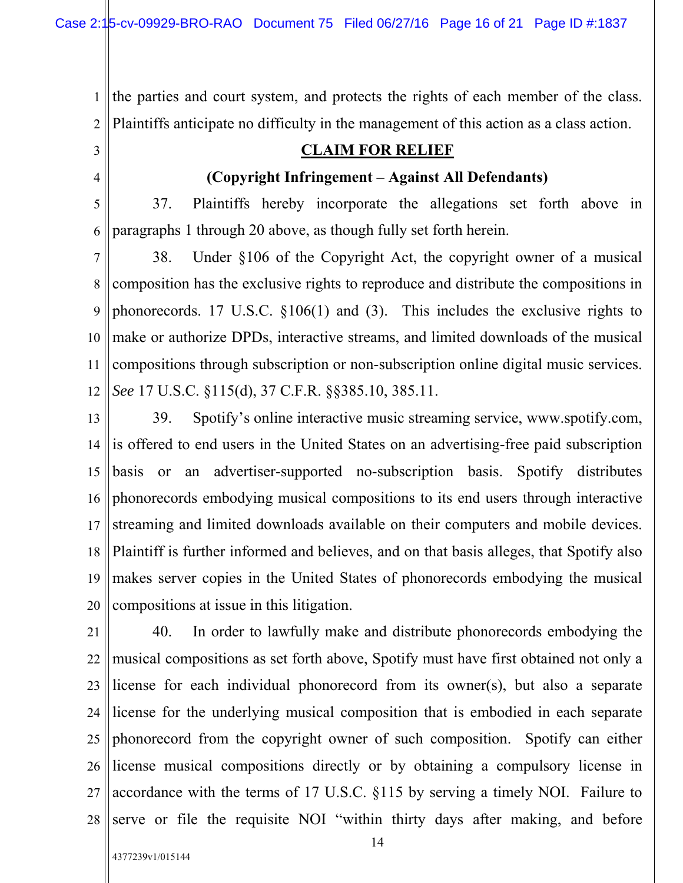the parties and court system, and protects the rights of each member of the class. Plaintiffs anticipate no difficulty in the management of this action as a class action.

## CLAIM FOR RELIEF

### (Copyright Infringement – Against All Defendants)

37. Plaintiffs hereby incorporate the allegations set forth above in paragraphs 1 through 20 above, as though fully set forth herein.

38. Under §106 of the Copyright Act, the copyright owner of a musical composition has the exclusive rights to reproduce and distribute the compositions in phonorecords. 17 U.S.C. §106(1) and (3). This includes the exclusive rights to make or authorize DPDs, interactive streams, and limited downloads of the musical compositions through subscription or non-subscription online digital music services. *See* 17 U.S.C. §115(d), 37 C.F.R. §§385.10, 385.11.

39. Spotify's online interactive music streaming service, www.spotify.com, is offered to end users in the United States on an advertising-free paid subscription basis or an advertiser-supported no-subscription basis. Spotify distributes phonorecords embodying musical compositions to its end users through interactive streaming and limited downloads available on their computers and mobile devices. Plaintiff is further informed and believes, and on that basis alleges, that Spotify also makes server copies in the United States of phonorecords embodying the musical compositions at issue in this litigation.

40. In order to lawfully make and distribute phonorecords embodying the musical compositions as set forth above, Spotify must have first obtained not only a license for each individual phonorecord from its owner(s), but also a separate license for the underlying musical composition that is embodied in each separate phonorecord from the copyright owner of such composition. Spotify can either license musical compositions directly or by obtaining a compulsory license in accordance with the terms of 17 U.S.C. §115 by serving a timely NOI. Failure to serve or file the requisite NOI "within thirty days after making, and before

4377239v1/015144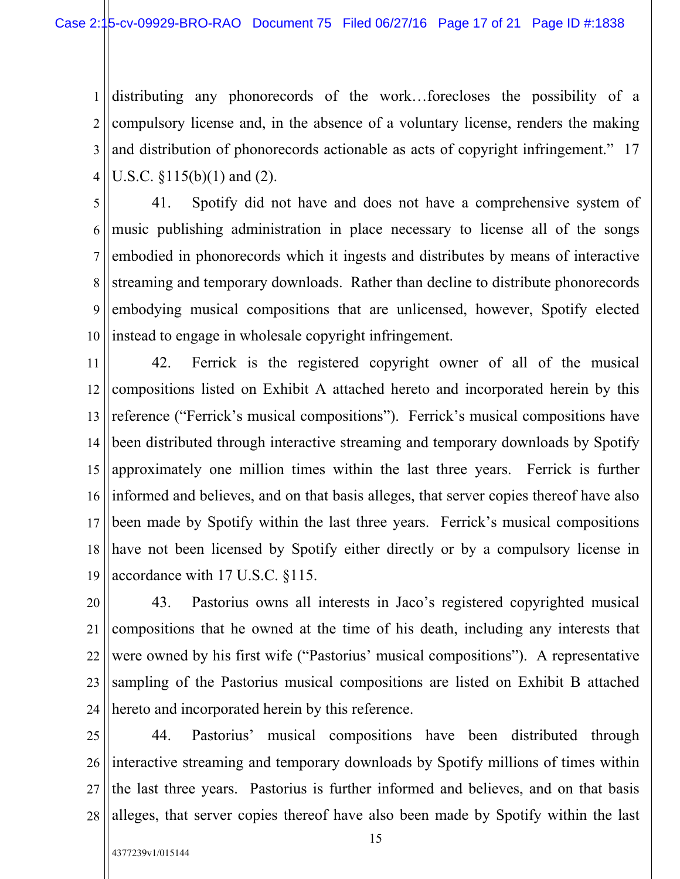distributing any phonorecords of the work…forecloses the possibility of a compulsory license and, in the absence of a voluntary license, renders the making and distribution of phonorecords actionable as acts of copyright infringement." 17 U.S.C. §115(b)(1) and (2).

41. Spotify did not have and does not have a comprehensive system of music publishing administration in place necessary to license all of the songs embodied in phonorecords which it ingests and distributes by means of interactive streaming and temporary downloads. Rather than decline to distribute phonorecords embodying musical compositions that are unlicensed, however, Spotify elected instead to engage in wholesale copyright infringement.

42. Ferrick is the registered copyright owner of all of the musical compositions listed on Exhibit A attached hereto and incorporated herein by this reference ("Ferrick's musical compositions"). Ferrick's musical compositions have been distributed through interactive streaming and temporary downloads by Spotify approximately one million times within the last three years. Ferrick is further informed and believes, and on that basis alleges, that server copies thereof have also been made by Spotify within the last three years. Ferrick's musical compositions have not been licensed by Spotify either directly or by a compulsory license in accordance with 17 U.S.C. §115.

43. Pastorius owns all interests in Jaco's registered copyrighted musical compositions that he owned at the time of his death, including any interests that were owned by his first wife ("Pastorius' musical compositions"). A representative sampling of the Pastorius musical compositions are listed on Exhibit B attached hereto and incorporated herein by this reference.

44. Pastorius' musical compositions have been distributed through interactive streaming and temporary downloads by Spotify millions of times within the last three years. Pastorius is further informed and believes, and on that basis alleges, that server copies thereof have also been made by Spotify within the last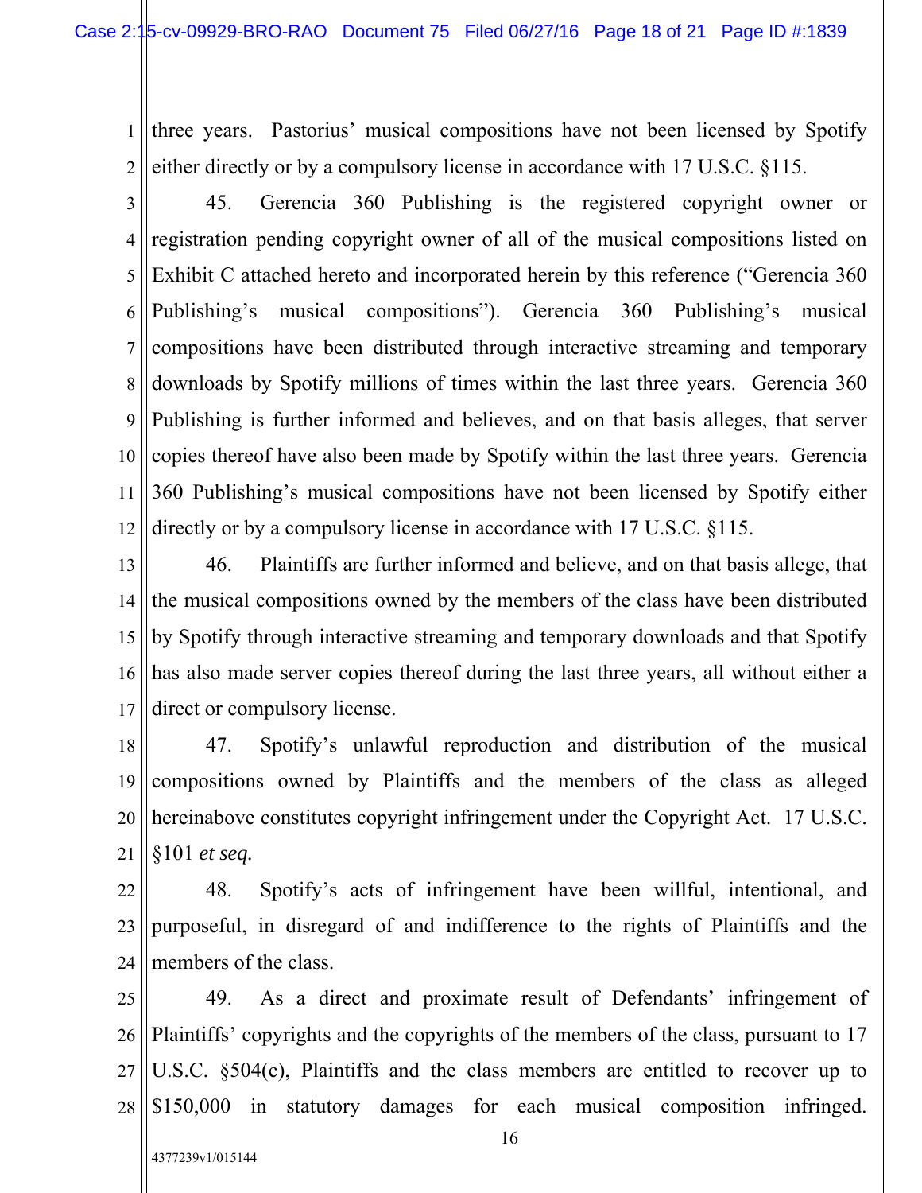three years. Pastorius' musical compositions have not been licensed by Spotify either directly or by a compulsory license in accordance with 17 U.S.C. §115.

45. Gerencia 360 Publishing is the registered copyright owner or registration pending copyright owner of all of the musical compositions listed on Exhibit C attached hereto and incorporated herein by this reference ("Gerencia 360 Publishing's musical compositions"). Gerencia 360 Publishing's musical compositions have been distributed through interactive streaming and temporary downloads by Spotify millions of times within the last three years. Gerencia 360 Publishing is further informed and believes, and on that basis alleges, that server copies thereof have also been made by Spotify within the last three years. Gerencia 360 Publishing's musical compositions have not been licensed by Spotify either directly or by a compulsory license in accordance with 17 U.S.C. §115.

46. Plaintiffs are further informed and believe, and on that basis allege, that the musical compositions owned by the members of the class have been distributed by Spotify through interactive streaming and temporary downloads and that Spotify has also made server copies thereof during the last three years, all without either a direct or compulsory license.

47. Spotify's unlawful reproduction and distribution of the musical compositions owned by Plaintiffs and the members of the class as alleged hereinabove constitutes copyright infringement under the Copyright Act. 17 U.S.C. §101 *et seq.*

48. Spotify's acts of infringement have been willful, intentional, and purposeful, in disregard of and indifference to the rights of Plaintiffs and the members of the class.

49. As a direct and proximate result of Defendants' infringement of Plaintiffs' copyrights and the copyrights of the members of the class, pursuant to 17 U.S.C. §504(c), Plaintiffs and the class members are entitled to recover up to $150,000 in statutory damages for each musical composition infringed.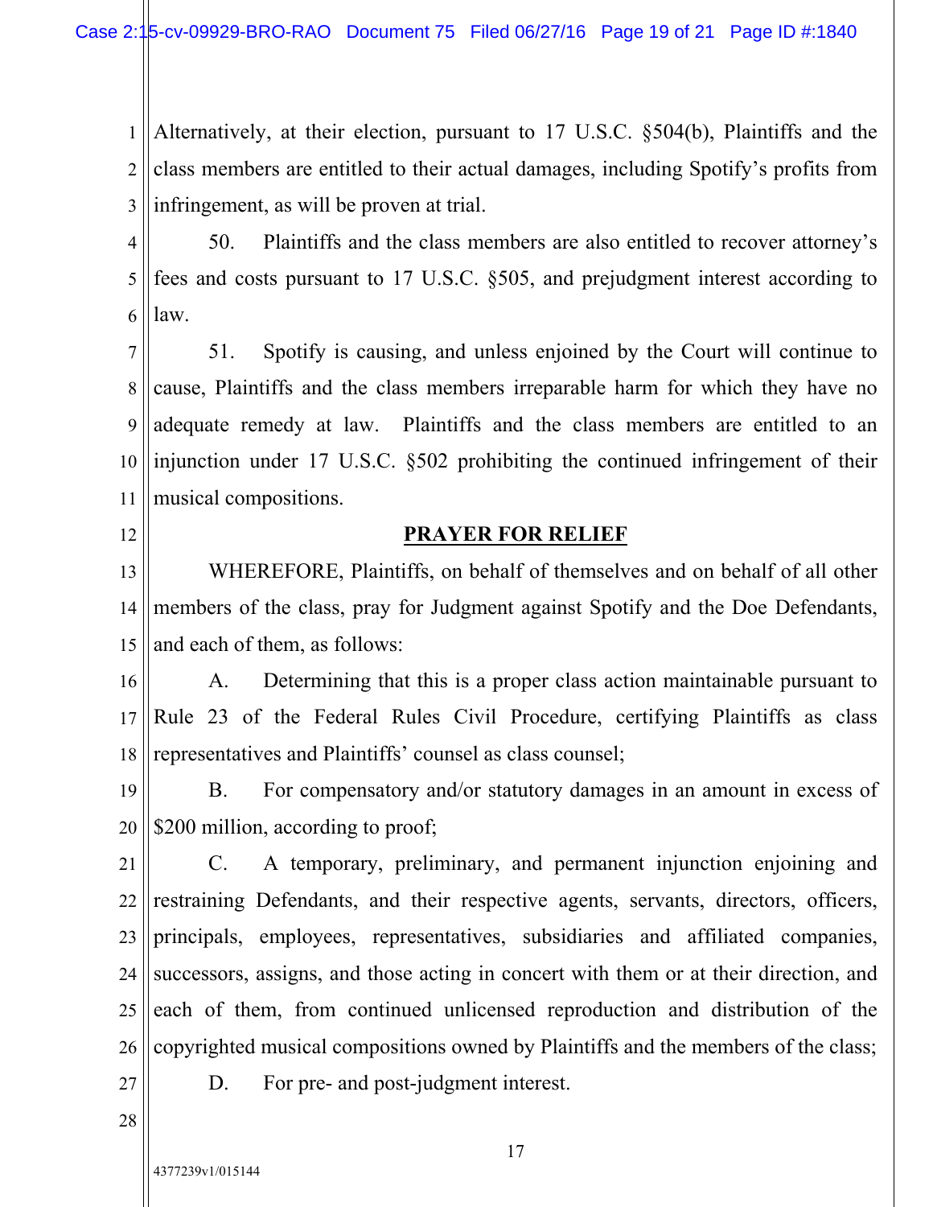Alternatively, at their election, pursuant to 17 U.S.C. §504(b), Plaintiffs and the class members are entitled to their actual damages, including Spotify's profits from infringement, as will be proven at trial.

50. Plaintiffs and the class members are also entitled to recover attorney's fees and costs pursuant to 17 U.S.C. §505, and prejudgment interest according to law.

51. Spotify is causing, and unless enjoined by the Court will continue to cause, Plaintiffs and the class members irreparable harm for which they have no adequate remedy at law. Plaintiffs and the class members are entitled to an injunction under 17 U.S.C. §502 prohibiting the continued infringement of their musical compositions.

## PRAYER FOR RELIEF

WHEREFORE, Plaintiffs, on behalf of themselves and on behalf of all other members of the class, pray for Judgment against Spotify and the Doe Defendants, and each of them, as follows:

A. Determining that this is a proper class action maintainable pursuant to Rule 23 of the Federal Rules Civil Procedure, certifying Plaintiffs as class representatives and Plaintiffs' counsel as class counsel;

B. For compensatory and/or statutory damages in an amount in excess of $200 million, according to proof;

C. A temporary, preliminary, and permanent injunction enjoining and restraining Defendants, and their respective agents, servants, directors, officers, principals, employees, representatives, subsidiaries and affiliated companies, successors, assigns, and those acting in concert with them or at their direction, and each of them, from continued unlicensed reproduction and distribution of the copyrighted musical compositions owned by Plaintiffs and the members of the class;

D. For pre- and post-judgment interest.

4377239v1/015144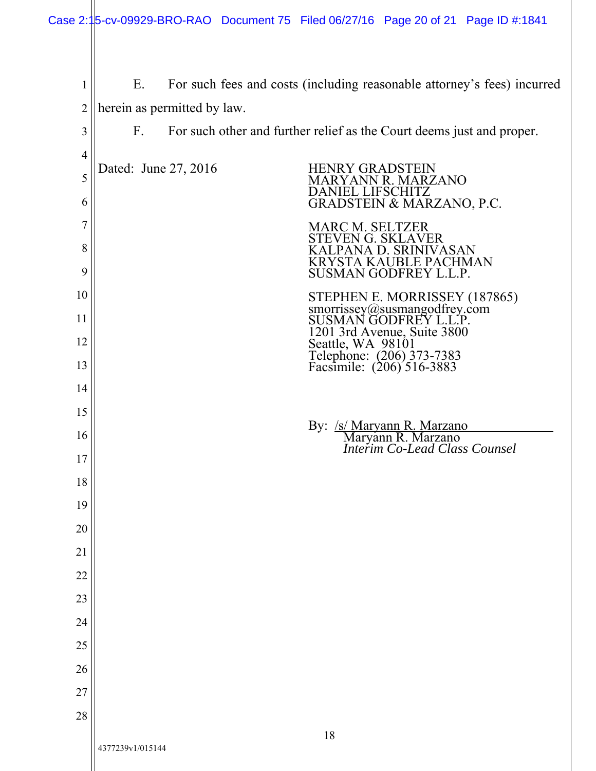E. For such fees and costs (including reasonable attorney's fees) incurred herein as permitted by law.

F. For such other and further relief as the Court deems just and proper.

Dated: June 27, 2016

HENRY GRADSTEIN
MARYANN R. MARZANO
DANIEL LIFSCHITZ
GRADSTEIN & MARZANO, P.C.

MARC M. SELTZER
STEVEN G. SKLAVER
KALPANA D. SRINIVASAN
KRYSTA KAUBLE PACHMAN
SUSMAN GODFREY L.L.P.

STEPHEN E. MORRISSEY (187865)
smorrissey@susmangodfrey.com
SUSMAN GODFREY L.L.P.
1201 3rd Avenue, Suite 3800
Seattle, WA 98101
Telephone: (206) 373-7383
Facsimile: (206) 516-3883

By: /s/ Maryann R. Marzano
Maryann R. Marzano
*Interim Co-Lead Class Counsel*

4377239v1/015144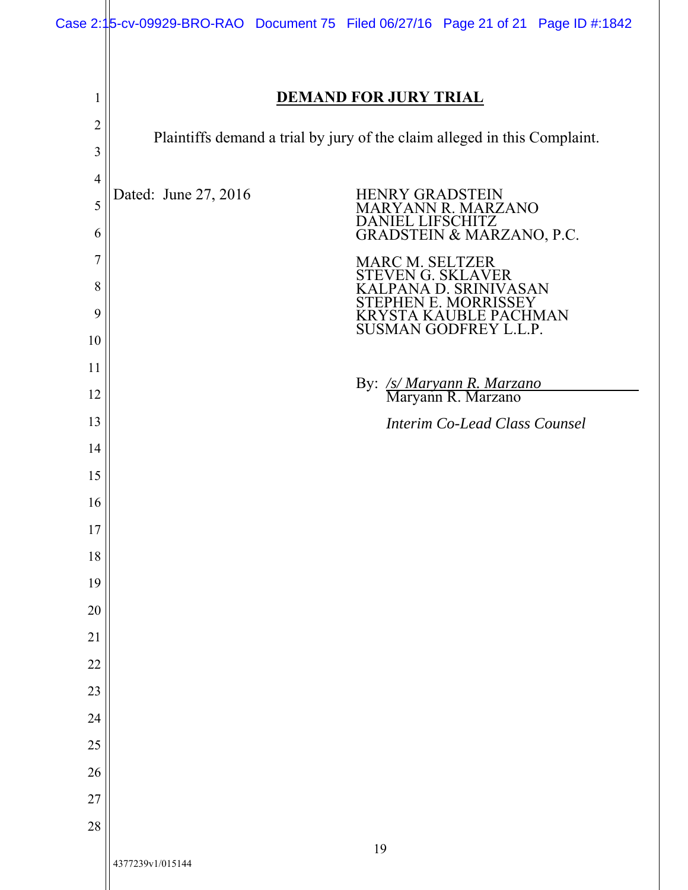## DEMAND FOR JURY TRIAL

Plaintiffs demand a trial by jury of the claim alleged in this Complaint.

Dated: June 27, 2016

HENRY GRADSTEIN
MARYANN R. MARZANO
DANIEL LIFSCHITZ
GRADSTEIN & MARZANO, P.C.

MARC M. SELTZER
STEVEN G. SKLAVER
KALPANA D. SRINIVASAN
STEPHEN E. MORRISSEY
KRYSTA KAUBLE PACHMAN
SUSMAN GODFREY L.L.P.

By: */s/ Maryann R. Marzano*
Maryann R. Marzano

*Interim Co-Lead Class Counsel*

4377239v1/015144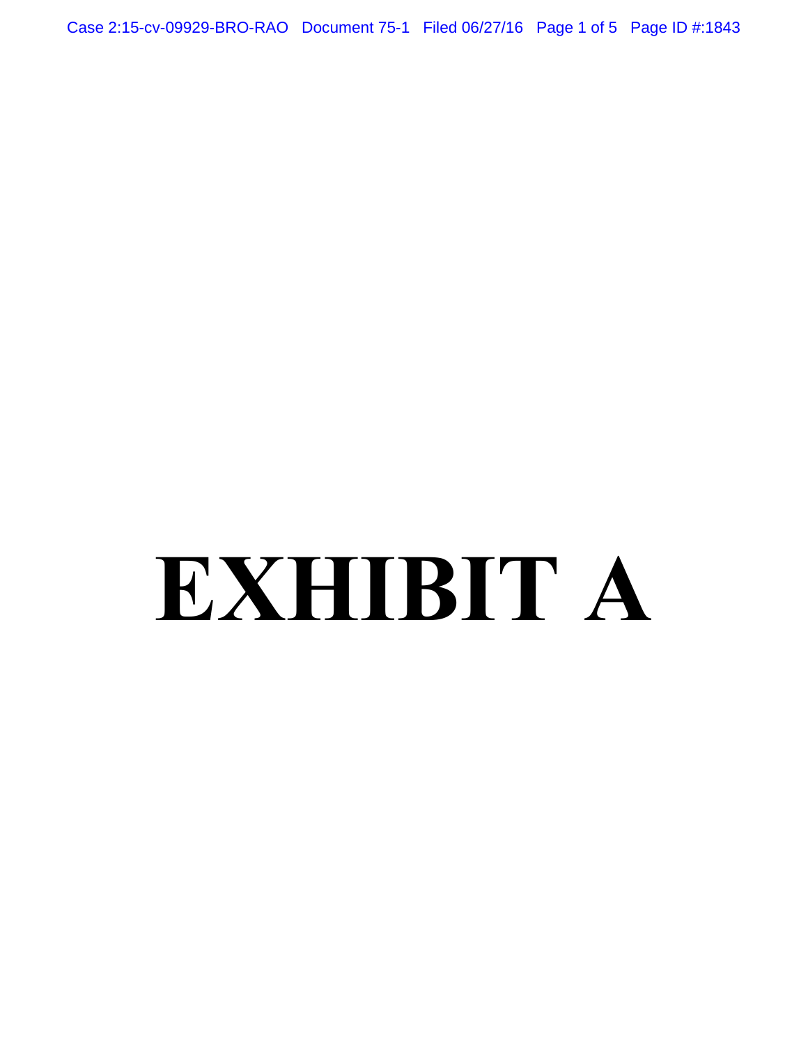# EXHIBIT A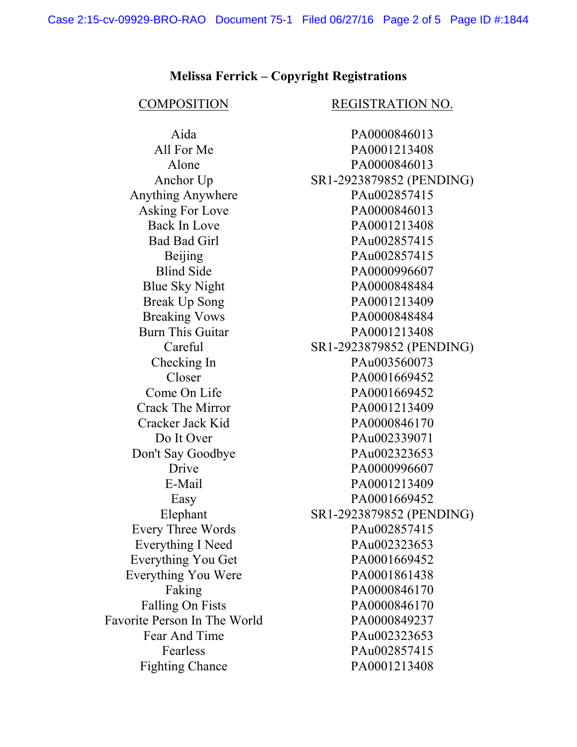**Melissa Ferrick – Copyright Registrations**

| COMPOSITION | REGISTRATION NO. |
| --- | --- |
| Aida | PA0000846013 |
| All For Me | PA0001213408 |
| Alone | PA0000846013 |
| Anchor Up | SR1-2923879852 (PENDING) |
| Anything Anywhere | PAu002857415 |
| Asking For Love | PA0000846013 |
| Back In Love | PA0001213408 |
| Bad Bad Girl | PAu002857415 |
| Beijing | PAu002857415 |
| Blind Side | PA0000996607 |
| Blue Sky Night | PA0000848484 |
| Break Up Song | PA0001213409 |
| Breaking Vows | PA0000848484 |
| Burn This Guitar | PA0001213408 |
| Careful | SR1-2923879852 (PENDING) |
| Checking In | PAu003560073 |
| Closer | PA0001669452 |
| Come On Life | PA0001669452 |
| Crack The Mirror | PA0001213409 |
| Cracker Jack Kid | PA0000846170 |
| Do It Over | PAu002339071 |
| Don't Say Goodbye | PAu002323653 |
| Drive | PA0000996607 |
| E-Mail | PA0001213409 |
| Easy | PA0001669452 |
| Elephant | SR1-2923879852 (PENDING) |
| Every Three Words | PAu002857415 |
| Everything I Need | PAu002323653 |
| Everything You Get | PA0001669452 |
| Everything You Were | PA0001861438 |
| Faking | PA0000846170 |
| Falling On Fists | PA0000846170 |
| Favorite Person In The World | PA0000849237 |
| Fear And Time | PAu002323653 |
| Fearless | PAu002857415 |
| Fighting Chance | PA0001213408 |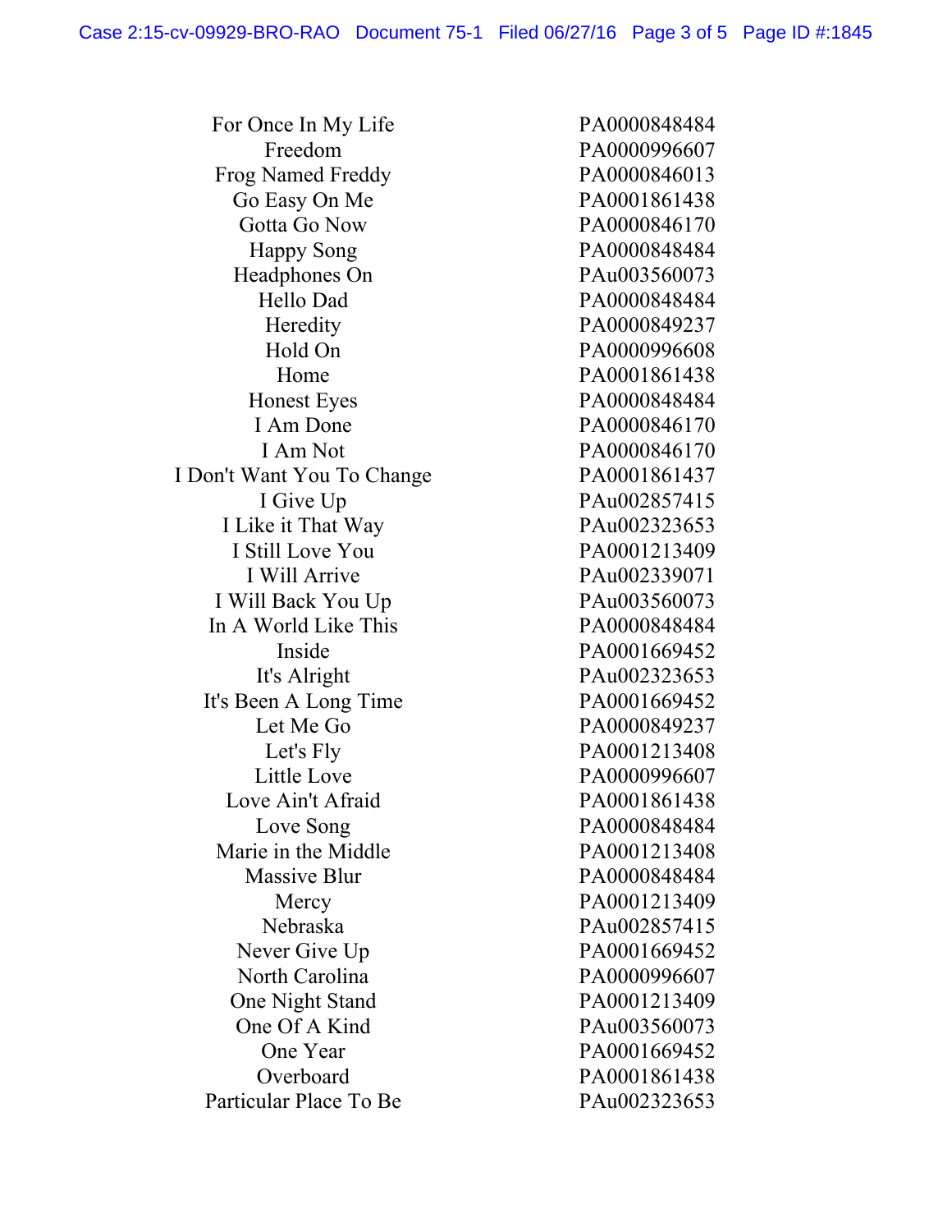| | |
|---|---|
| For Once In My Life | PA0000848484 |
| Freedom | PA0000996607 |
| Frog Named Freddy | PA0000846013 |
| Go Easy On Me | PA0001861438 |
| Gotta Go Now | PA0000846170 |
| Happy Song | PA0000848484 |
| Headphones On | PAu003560073 |
| Hello Dad | PA0000848484 |
| Heredity | PA0000849237 |
| Hold On | PA0000996608 |
| Home | PA0001861438 |
| Honest Eyes | PA0000848484 |
| I Am Done | PA0000846170 |
| I Am Not | PA0000846170 |
| I Don't Want You To Change | PA0001861437 |
| I Give Up | PAu002857415 |
| I Like it That Way | PAu002323653 |
| I Still Love You | PA0001213409 |
| I Will Arrive | PAu002339071 |
| I Will Back You Up | PAu003560073 |
| In A World Like This | PA0000848484 |
| Inside | PA0001669452 |
| It's Alright | PAu002323653 |
| It's Been A Long Time | PA0001669452 |
| Let Me Go | PA0000849237 |
| Let's Fly | PA0001213408 |
| Little Love | PA0000996607 |
| Love Ain't Afraid | PA0001861438 |
| Love Song | PA0000848484 |
| Marie in the Middle | PA0001213408 |
| Massive Blur | PA0000848484 |
| Mercy | PA0001213409 |
| Nebraska | PAu002857415 |
| Never Give Up | PA0001669452 |
| North Carolina | PA0000996607 |
| One Night Stand | PA0001213409 |
| One Of A Kind | PAu003560073 |
| One Year | PA0001669452 |
| Overboard | PA0001861438 |
| Particular Place To Be | PAu002323653 |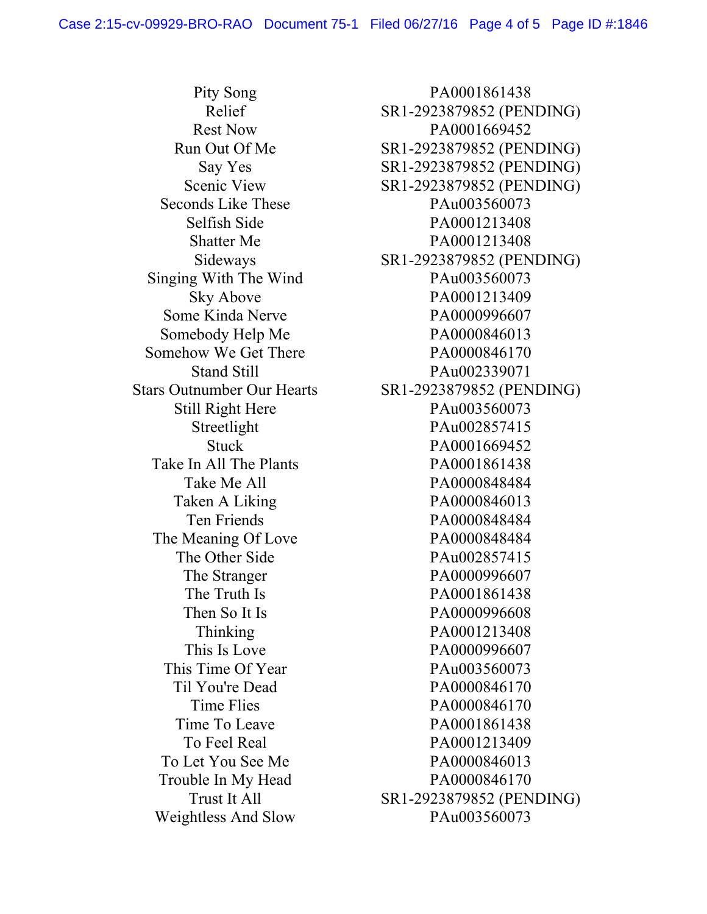| | |
|---|---|
| Pity Song | PA0001861438 |
| Relief | SR1-2923879852 (PENDING) |
| Rest Now | PA0001669452 |
| Run Out Of Me | SR1-2923879852 (PENDING) |
| Say Yes | SR1-2923879852 (PENDING) |
| Scenic View | SR1-2923879852 (PENDING) |
| Seconds Like These | PAu003560073 |
| Selfish Side | PA0001213408 |
| Shatter Me | PA0001213408 |
| Sideways | SR1-2923879852 (PENDING) |
| Singing With The Wind | PAu003560073 |
| Sky Above | PA0001213409 |
| Some Kinda Nerve | PA0000996607 |
| Somebody Help Me | PA0000846013 |
| Somehow We Get There | PA0000846170 |
| Stand Still | PAu002339071 |
| Stars Outnumber Our Hearts | SR1-2923879852 (PENDING) |
| Still Right Here | PAu003560073 |
| Streetlight | PAu002857415 |
| Stuck | PA0001669452 |
| Take In All The Plants | PA0001861438 |
| Take Me All | PA0000848484 |
| Taken A Liking | PA0000846013 |
| Ten Friends | PA0000848484 |
| The Meaning Of Love | PA0000848484 |
| The Other Side | PAu002857415 |
| The Stranger | PA0000996607 |
| The Truth Is | PA0001861438 |
| Then So It Is | PA0000996608 |
| Thinking | PA0001213408 |
| This Is Love | PA0000996607 |
| This Time Of Year | PAu003560073 |
| Til You're Dead | PA0000846170 |
| Time Flies | PA0000846170 |
| Time To Leave | PA0001861438 |
| To Feel Real | PA0001213409 |
| To Let You See Me | PA0000846013 |
| Trouble In My Head | PA0000846170 |
| Trust It All | SR1-2923879852 (PENDING) |
| Weightless And Slow | PAu003560073 |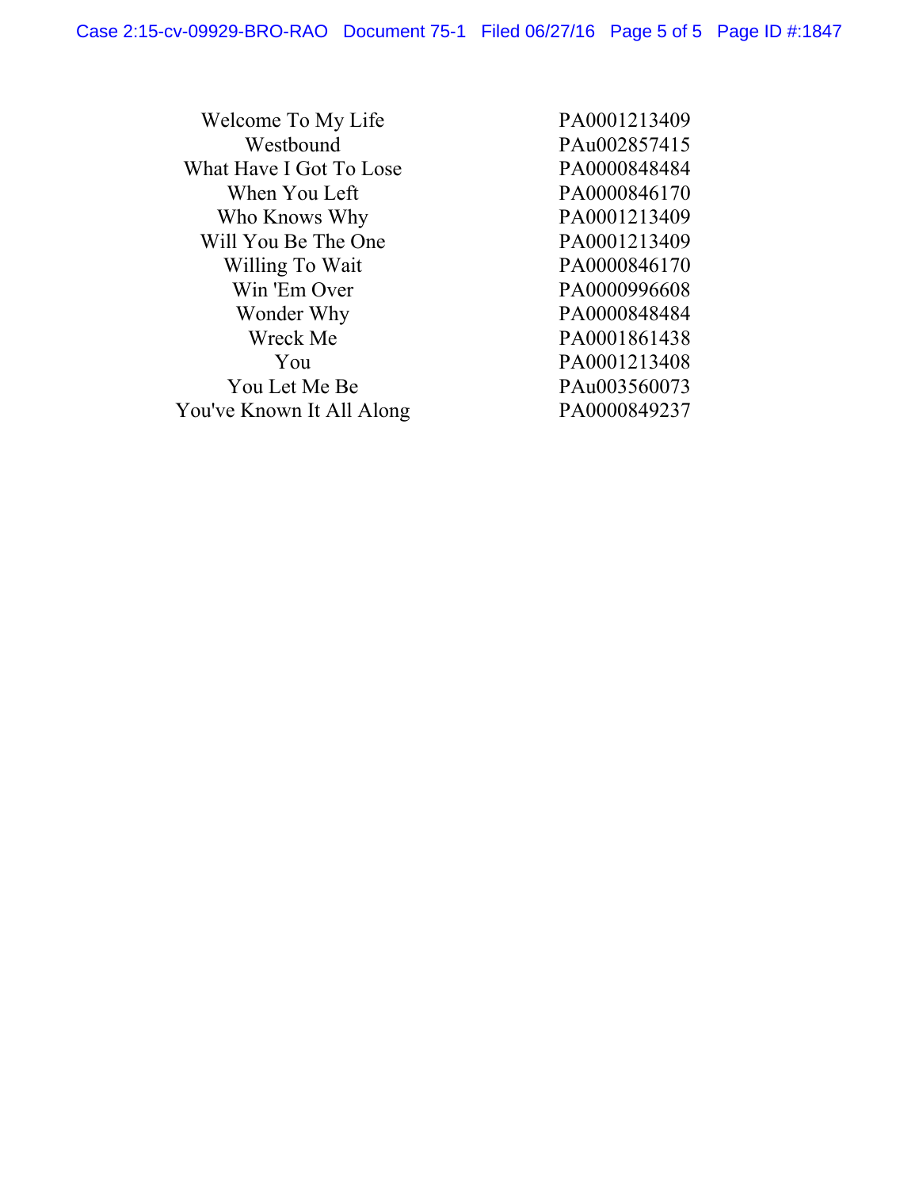| | |
|---|---|
| Welcome To My Life | PA0001213409 |
| Westbound | PAu002857415 |
| What Have I Got To Lose | PA0000848484 |
| When You Left | PA0000846170 |
| Who Knows Why | PA0001213409 |
| Will You Be The One | PA0001213409 |
| Willing To Wait | PA0000846170 |
| Win 'Em Over | PA0000996608 |
| Wonder Why | PA0000848484 |
| Wreck Me | PA0001861438 |
| You | PA0001213408 |
| You Let Me Be | PAu003560073 |
| You've Known It All Along | PA0000849237 |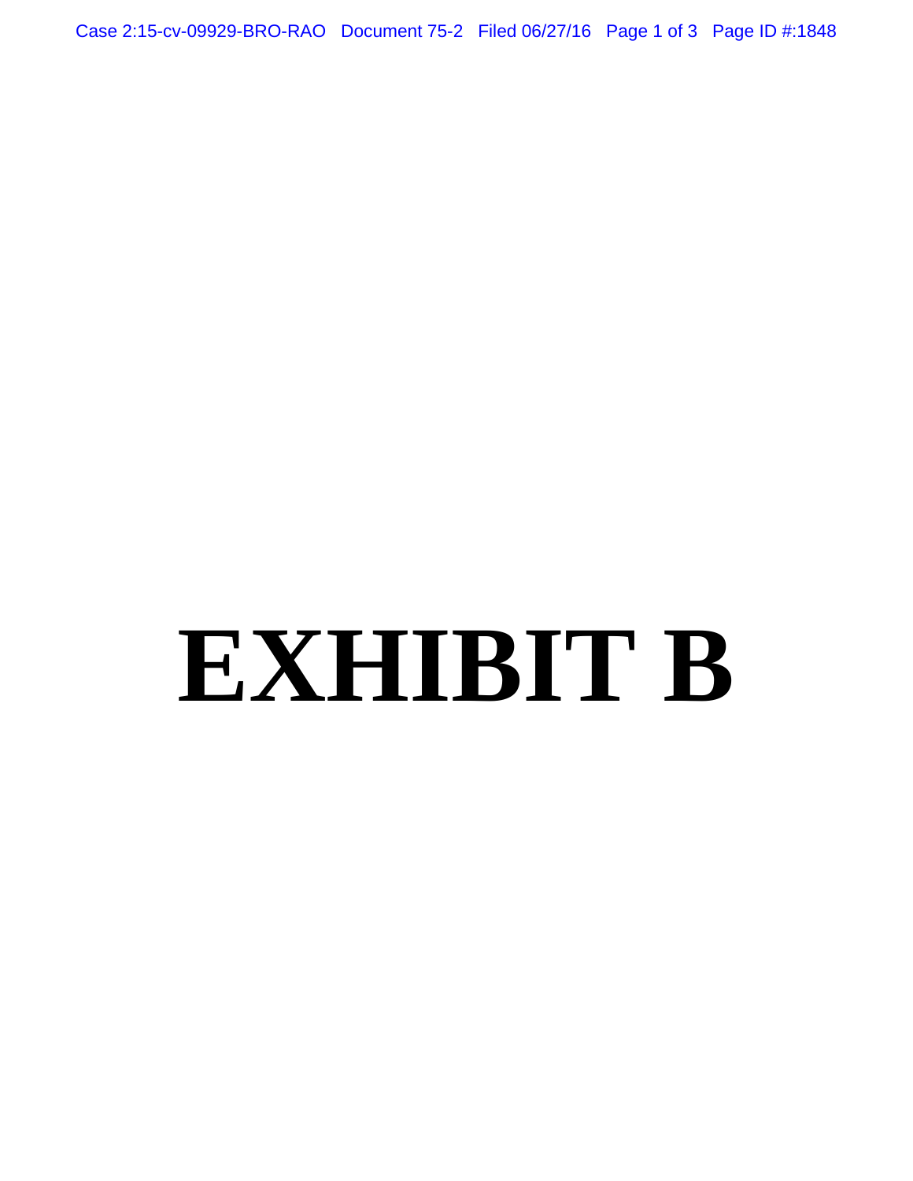# EXHIBIT B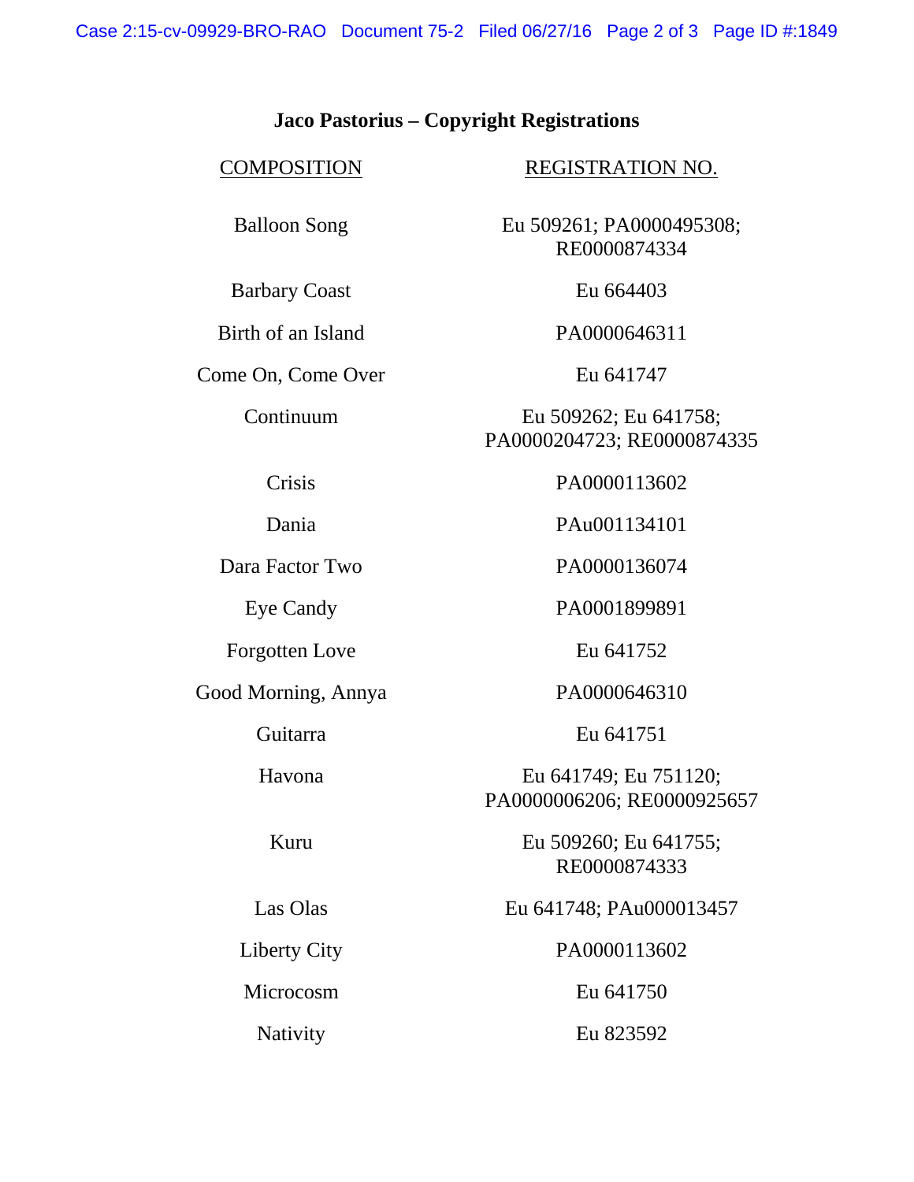**Jaco Pastorius – Copyright Registrations**

| COMPOSITION | REGISTRATION NO. |
|---|---|
| Balloon Song | Eu 509261; PA0000495308; RE0000874334 |
| Barbary Coast | Eu 664403 |
| Birth of an Island | PA0000646311 |
| Come On, Come Over | Eu 641747 |
| Continuum | Eu 509262; Eu 641758; PA0000204723; RE0000874335 |
| Crisis | PA0000113602 |
| Dania | PAu001134101 |
| Dara Factor Two | PA0000136074 |
| Eye Candy | PA0001899891 |
| Forgotten Love | Eu 641752 |
| Good Morning, Annya | PA0000646310 |
| Guitarra | Eu 641751 |
| Havona | Eu 641749; Eu 751120; PA0000006206; RE0000925657 |
| Kuru | Eu 509260; Eu 641755; RE0000874333 |
| Las Olas | Eu 641748; PAu000013457 |
| Liberty City | PA0000113602 |
| Microcosm | Eu 641750 |
| Nativity | Eu 823592 |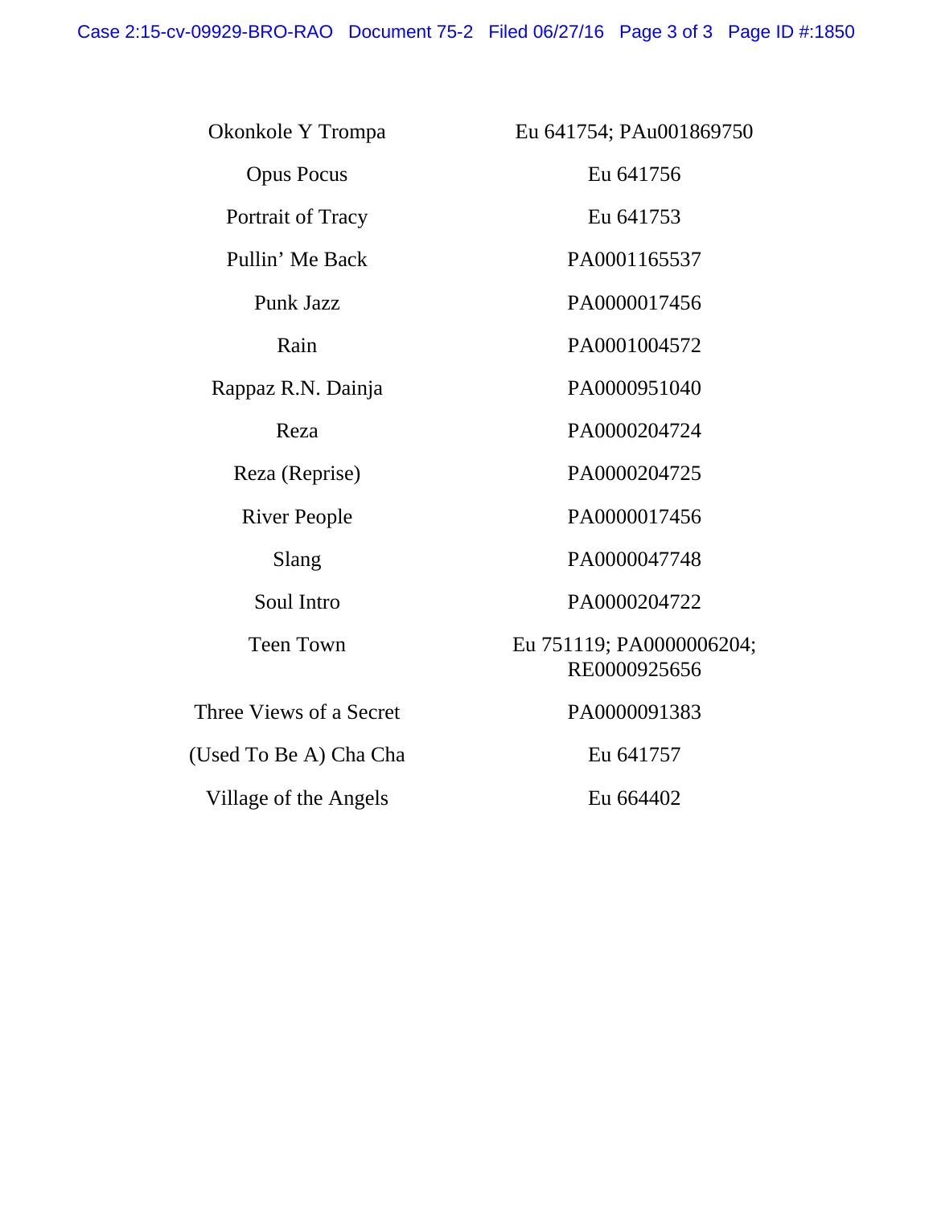| | |
|---|---|
| Okonkole Y Trompa | Eu 641754; PAu001869750 |
| Opus Pocus | Eu 641756 |
| Portrait of Tracy | Eu 641753 |
| Pullin' Me Back | PA0001165537 |
| Punk Jazz | PA0000017456 |
| Rain | PA0001004572 |
| Rappaz R.N. Dainja | PA0000951040 |
| Reza | PA0000204724 |
| Reza (Reprise) | PA0000204725 |
| River People | PA0000017456 |
| Slang | PA0000047748 |
| Soul Intro | PA0000204722 |
| Teen Town | Eu 751119; PA0000006204; RE0000925656 |
| Three Views of a Secret | PA0000091383 |
| (Used To Be A) Cha Cha | Eu 641757 |
| Village of the Angels | Eu 664402 |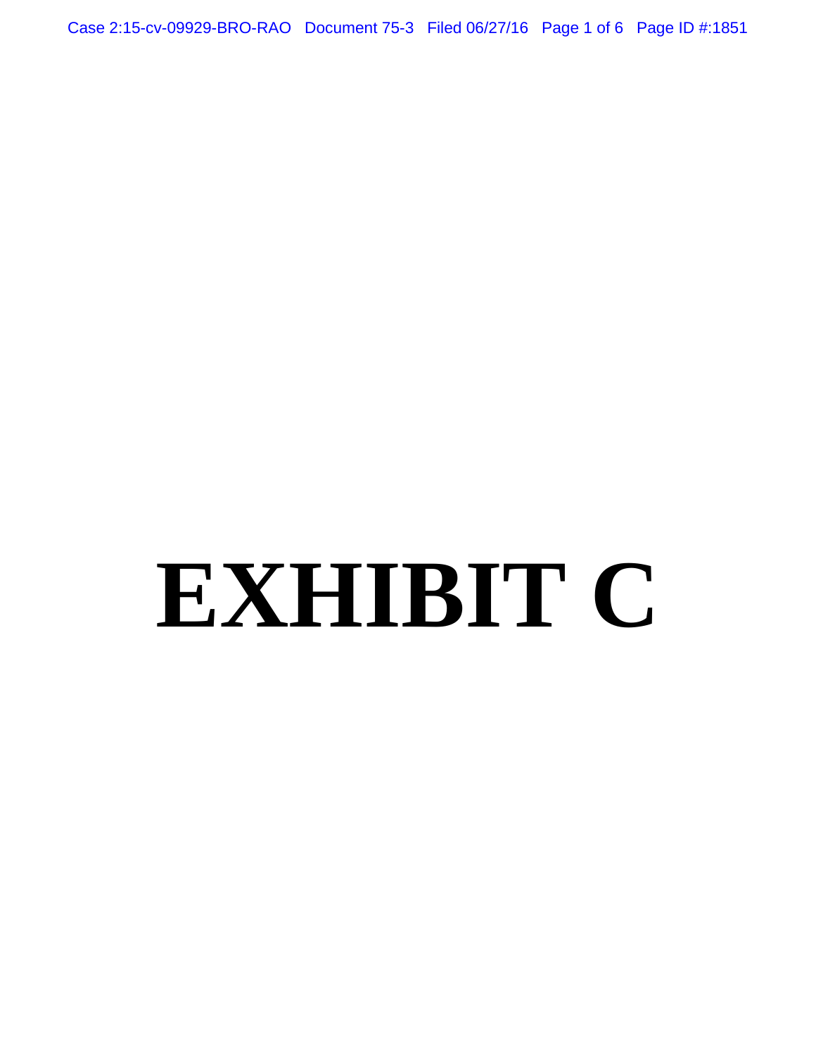# EXHIBIT C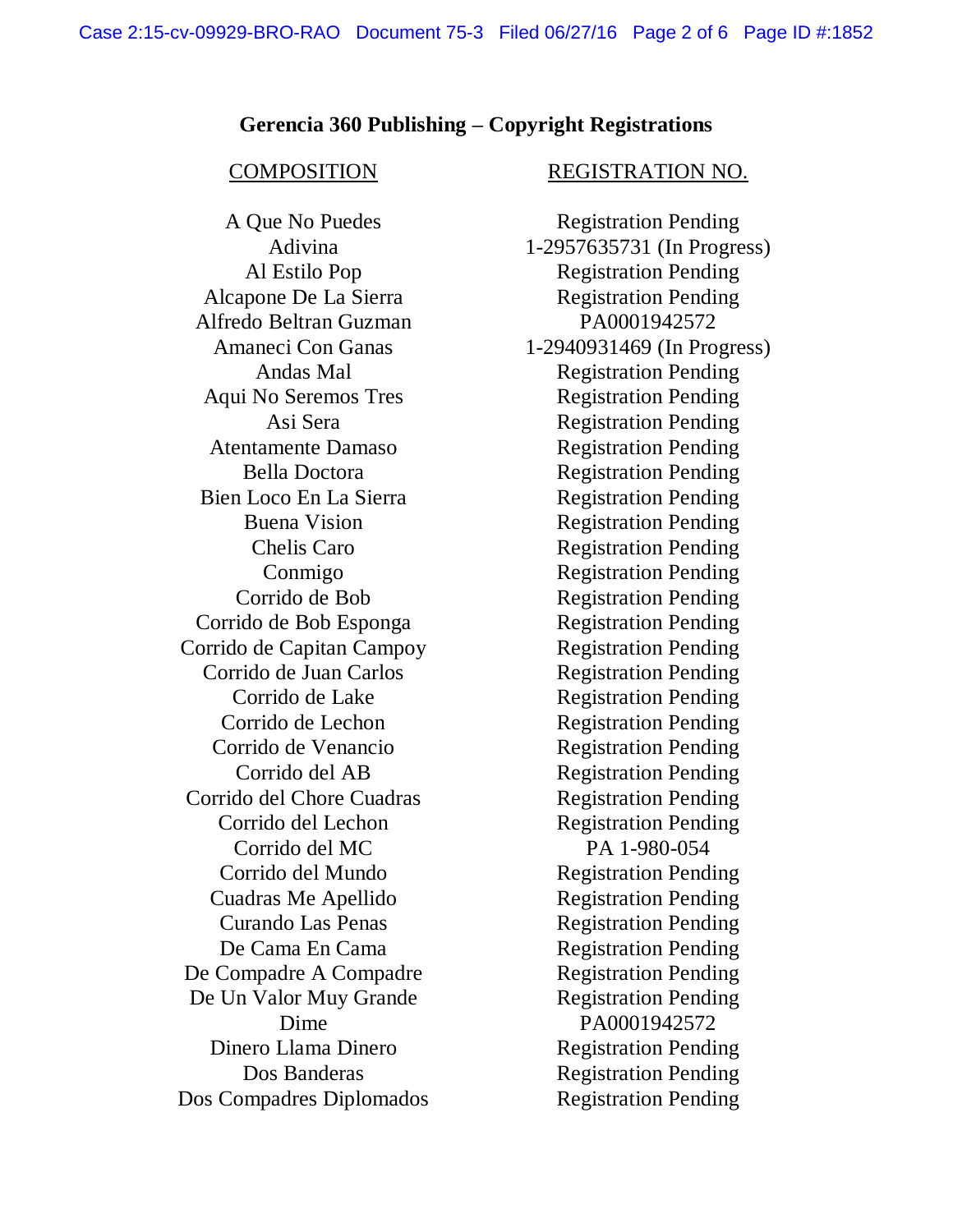## Gerencia 360 Publishing – Copyright Registrations

| COMPOSITION | REGISTRATION NO. |
|---|---|
| A Que No Puedes | Registration Pending |
| Adivina | 1-2957635731 (In Progress) |
| Al Estilo Pop | Registration Pending |
| Alcapone De La Sierra | Registration Pending |
| Alfredo Beltran Guzman | PA0001942572 |
| Amaneci Con Ganas | 1-2940931469 (In Progress) |
| Andas Mal | Registration Pending |
| Aqui No Seremos Tres | Registration Pending |
| Asi Sera | Registration Pending |
| Atentamente Damaso | Registration Pending |
| Bella Doctora | Registration Pending |
| Bien Loco En La Sierra | Registration Pending |
| Buena Vision | Registration Pending |
| Chelis Caro | Registration Pending |
| Conmigo | Registration Pending |
| Corrido de Bob | Registration Pending |
| Corrido de Bob Esponga | Registration Pending |
| Corrido de Capitan Campoy | Registration Pending |
| Corrido de Juan Carlos | Registration Pending |
| Corrido de Lake | Registration Pending |
| Corrido de Lechon | Registration Pending |
| Corrido de Venancio | Registration Pending |
| Corrido del AB | Registration Pending |
| Corrido del Chore Cuadras | Registration Pending |
| Corrido del Lechon | Registration Pending |
| Corrido del MC | PA 1-980-054 |
| Corrido del Mundo | Registration Pending |
| Cuadras Me Apellido | Registration Pending |
| Curando Las Penas | Registration Pending |
| De Cama En Cama | Registration Pending |
| De Compadre A Compadre | Registration Pending |
| De Un Valor Muy Grande | Registration Pending |
| Dime | PA0001942572 |
| Dinero Llama Dinero | Registration Pending |
| Dos Banderas | Registration Pending |
| Dos Compadres Diplomados | Registration Pending |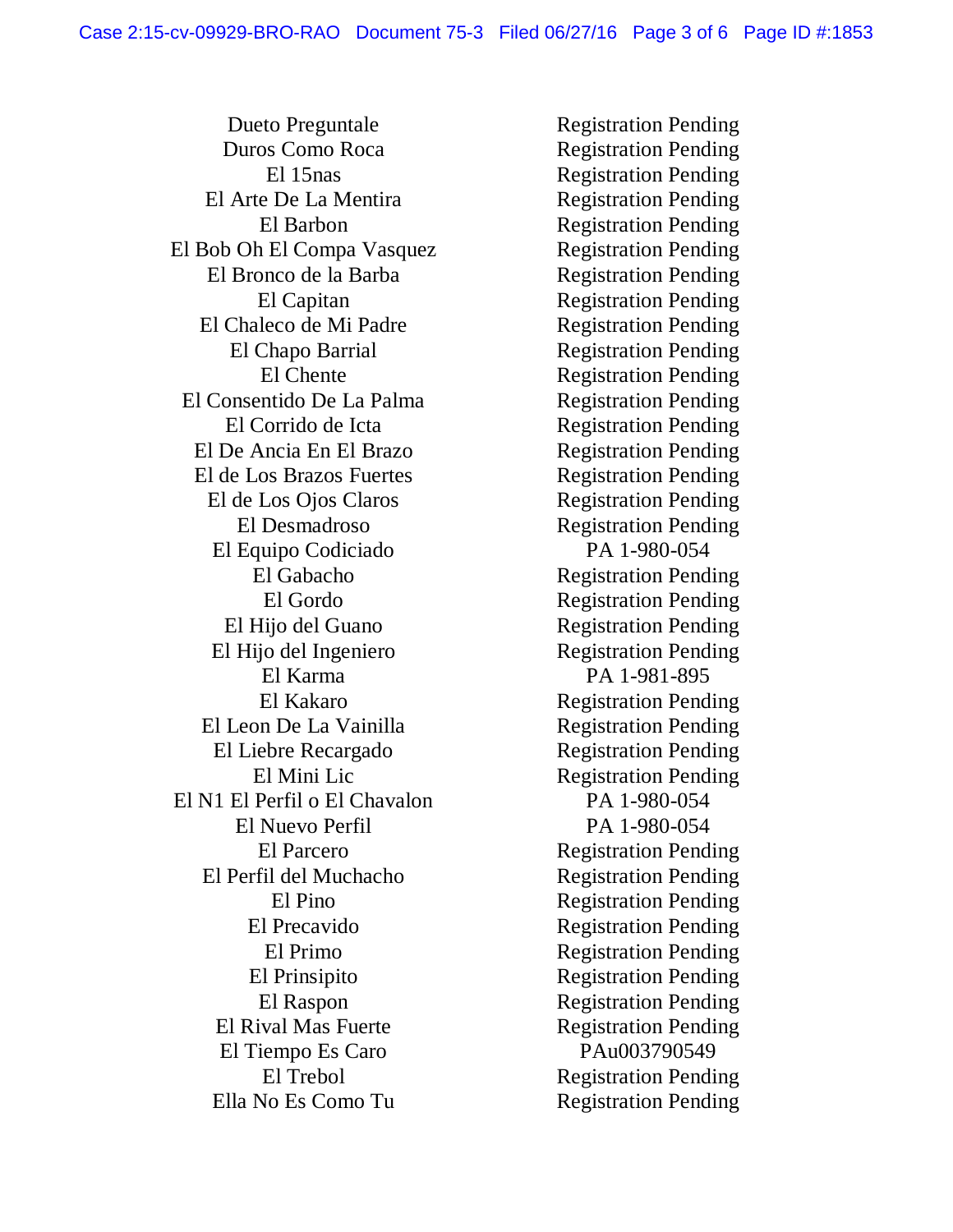| | |
|---|---|
| Dueto Preguntale | Registration Pending |
| Duros Como Roca | Registration Pending |
| El 15nas | Registration Pending |
| El Arte De La Mentira | Registration Pending |
| El Barbon | Registration Pending |
| El Bob Oh El Compa Vasquez | Registration Pending |
| El Bronco de la Barba | Registration Pending |
| El Capitan | Registration Pending |
| El Chaleco de Mi Padre | Registration Pending |
| El Chapo Barrial | Registration Pending |
| El Chente | Registration Pending |
| El Consentido De La Palma | Registration Pending |
| El Corrido de Icta | Registration Pending |
| El De Ancia En El Brazo | Registration Pending |
| El de Los Brazos Fuertes | Registration Pending |
| El de Los Ojos Claros | Registration Pending |
| El Desmadroso | Registration Pending |
| El Equipo Codiciado | PA 1-980-054 |
| El Gabacho | Registration Pending |
| El Gordo | Registration Pending |
| El Hijo del Guano | Registration Pending |
| El Hijo del Ingeniero | Registration Pending |
| El Karma | PA 1-981-895 |
| El Kakaro | Registration Pending |
| El Leon De La Vainilla | Registration Pending |
| El Liebre Recargado | Registration Pending |
| El Mini Lic | Registration Pending |
| El N1 El Perfil o El Chavalon | PA 1-980-054 |
| El Nuevo Perfil | PA 1-980-054 |
| El Parcero | Registration Pending |
| El Perfil del Muchacho | Registration Pending |
| El Pino | Registration Pending |
| El Precavido | Registration Pending |
| El Primo | Registration Pending |
| El Prinsipito | Registration Pending |
| El Raspon | Registration Pending |
| El Rival Mas Fuerte | Registration Pending |
| El Tiempo Es Caro | PAu003790549 |
| El Trebol | Registration Pending |
| Ella No Es Como Tu | Registration Pending |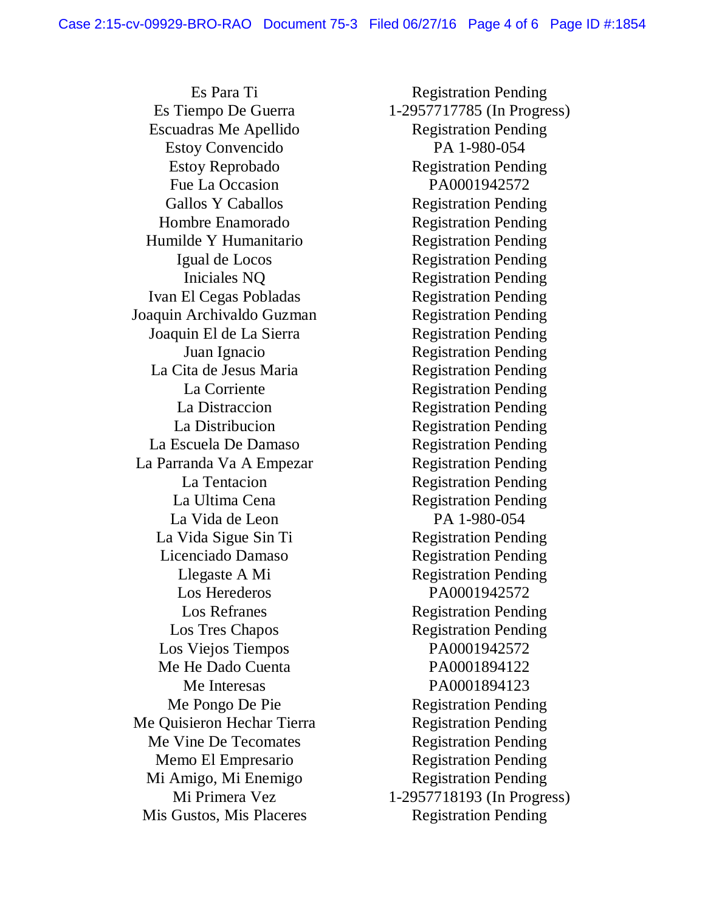| | |
|---|---|
| Es Para Ti | Registration Pending |
| Es Tiempo De Guerra | 1-2957717785 (In Progress) |
| Escuadras Me Apellido | Registration Pending |
| Estoy Convencido | PA 1-980-054 |
| Estoy Reprobado | Registration Pending |
| Fue La Occasion | PA0001942572 |
| Gallos Y Caballos | Registration Pending |
| Hombre Enamorado | Registration Pending |
| Humilde Y Humanitario | Registration Pending |
| Igual de Locos | Registration Pending |
| Iniciales NQ | Registration Pending |
| Ivan El Cegas Pobladas | Registration Pending |
| Joaquin Archivaldo Guzman | Registration Pending |
| Joaquin El de La Sierra | Registration Pending |
| Juan Ignacio | Registration Pending |
| La Cita de Jesus Maria | Registration Pending |
| La Corriente | Registration Pending |
| La Distraccion | Registration Pending |
| La Distribucion | Registration Pending |
| La Escuela De Damaso | Registration Pending |
| La Parranda Va A Empezar | Registration Pending |
| La Tentacion | Registration Pending |
| La Ultima Cena | Registration Pending |
| La Vida de Leon | PA 1-980-054 |
| La Vida Sigue Sin Ti | Registration Pending |
| Licenciado Damaso | Registration Pending |
| Llegaste A Mi | Registration Pending |
| Los Herederos | PA0001942572 |
| Los Refranes | Registration Pending |
| Los Tres Chapos | Registration Pending |
| Los Viejos Tiempos | PA0001942572 |
| Me He Dado Cuenta | PA0001894122 |
| Me Interesas | PA0001894123 |
| Me Pongo De Pie | Registration Pending |
| Me Quisieron Hechar Tierra | Registration Pending |
| Me Vine De Tecomates | Registration Pending |
| Memo El Empresario | Registration Pending |
| Mi Amigo, Mi Enemigo | Registration Pending |
| Mi Primera Vez | 1-2957718193 (In Progress) |
| Mis Gustos, Mis Placeres | Registration Pending |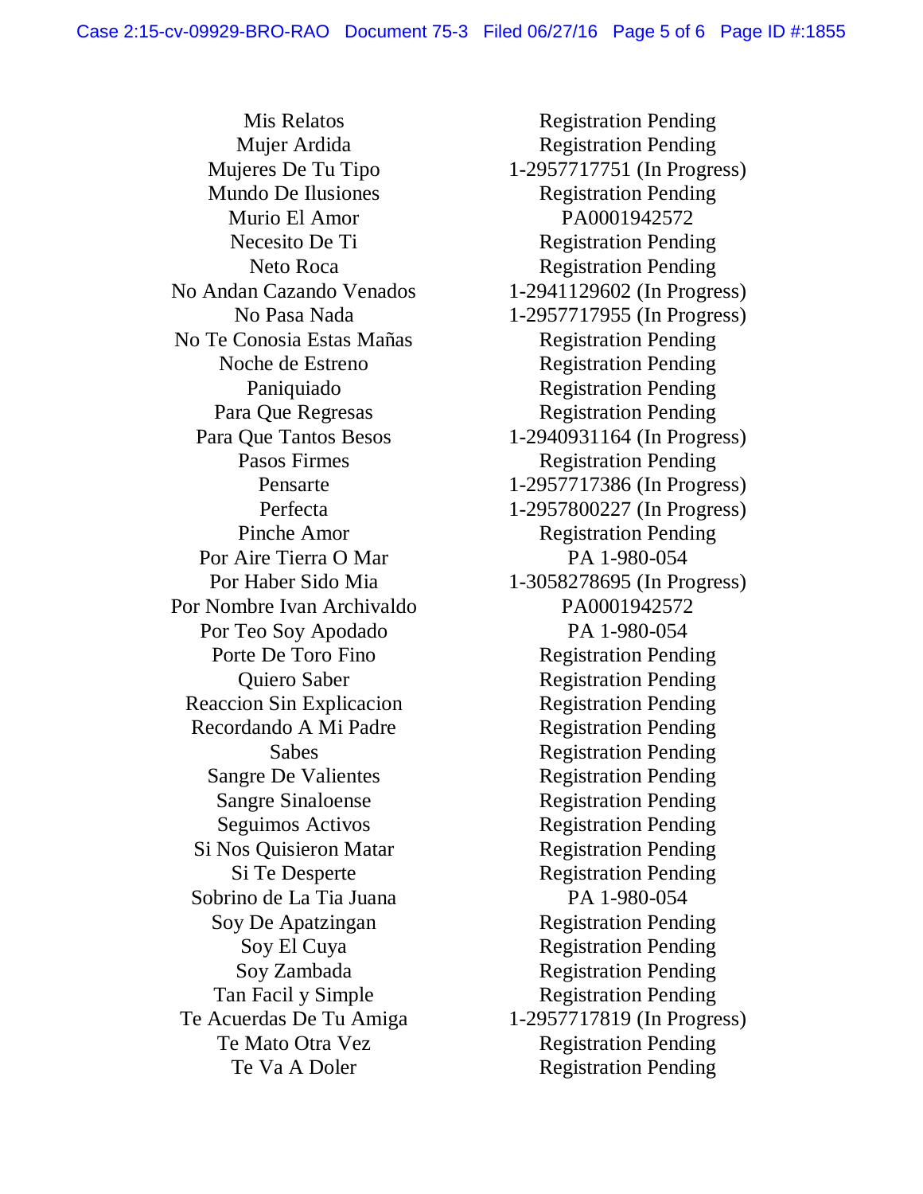| | |
|---|---|
| Mis Relatos | Registration Pending |
| Mujer Ardida | Registration Pending |
| Mujeres De Tu Tipo | 1-2957717751 (In Progress) |
| Mundo De Ilusiones | Registration Pending |
| Murio El Amor | PA0001942572 |
| Necesito De Ti | Registration Pending |
| Neto Roca | Registration Pending |
| No Andan Cazando Venados | 1-2941129602 (In Progress) |
| No Pasa Nada | 1-2957717955 (In Progress) |
| No Te Conosia Estas Mañas | Registration Pending |
| Noche de Estreno | Registration Pending |
| Paniquiado | Registration Pending |
| Para Que Regresas | Registration Pending |
| Para Que Tantos Besos | 1-2940931164 (In Progress) |
| Pasos Firmes | Registration Pending |
| Pensarte | 1-2957717386 (In Progress) |
| Perfecta | 1-2957800227 (In Progress) |
| Pinche Amor | Registration Pending |
| Por Aire Tierra O Mar | PA 1-980-054 |
| Por Haber Sido Mia | 1-3058278695 (In Progress) |
| Por Nombre Ivan Archivaldo | PA0001942572 |
| Por Teo Soy Apodado | PA 1-980-054 |
| Porte De Toro Fino | Registration Pending |
| Quiero Saber | Registration Pending |
| Reaccion Sin Explicacion | Registration Pending |
| Recordando A Mi Padre | Registration Pending |
| Sabes | Registration Pending |
| Sangre De Valientes | Registration Pending |
| Sangre Sinaloense | Registration Pending |
| Seguimos Activos | Registration Pending |
| Si Nos Quisieron Matar | Registration Pending |
| Si Te Desperte | Registration Pending |
| Sobrino de La Tia Juana | PA 1-980-054 |
| Soy De Apatzingan | Registration Pending |
| Soy El Cuya | Registration Pending |
| Soy Zambada | Registration Pending |
| Tan Facil y Simple | Registration Pending |
| Te Acuerdas De Tu Amiga | 1-2957717819 (In Progress) |
| Te Mato Otra Vez | Registration Pending |
| Te Va A Doler | Registration Pending |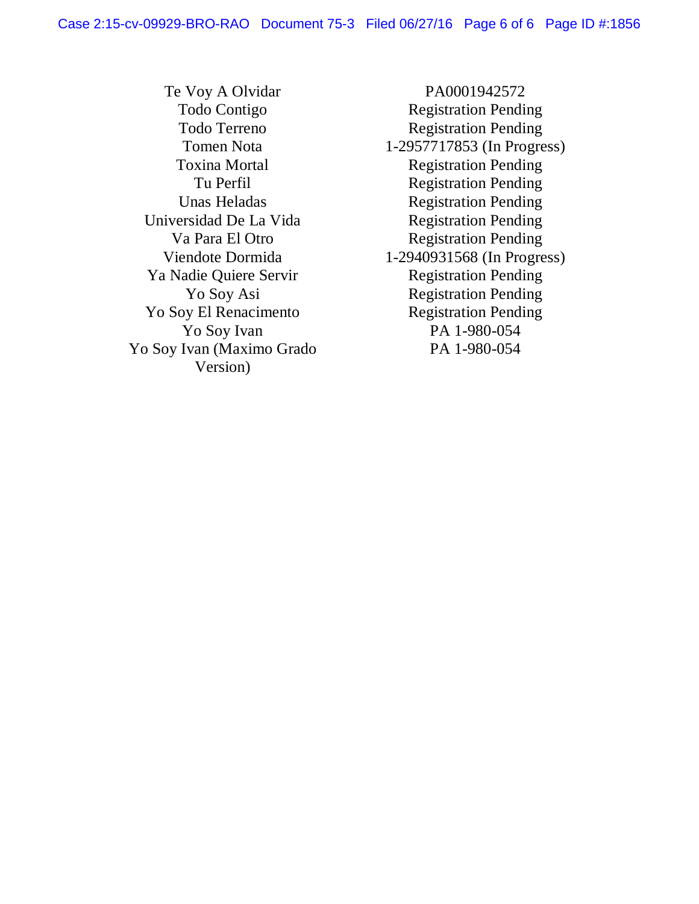| | |
|---|---|
| Te Voy A Olvidar | PA0001942572 |
| Todo Contigo | Registration Pending |
| Todo Terreno | Registration Pending |
| Tomen Nota | 1-2957717853 (In Progress) |
| Toxina Mortal | Registration Pending |
| Tu Perfil | Registration Pending |
| Unas Heladas | Registration Pending |
| Universidad De La Vida | Registration Pending |
| Va Para El Otro | Registration Pending |
| Viendote Dormida | 1-2940931568 (In Progress) |
| Ya Nadie Quiere Servir | Registration Pending |
| Yo Soy Asi | Registration Pending |
| Yo Soy El Renacimento | Registration Pending |
| Yo Soy Ivan | PA 1-980-054 |
| Yo Soy Ivan (Maximo Grado Version) | PA 1-980-054 |